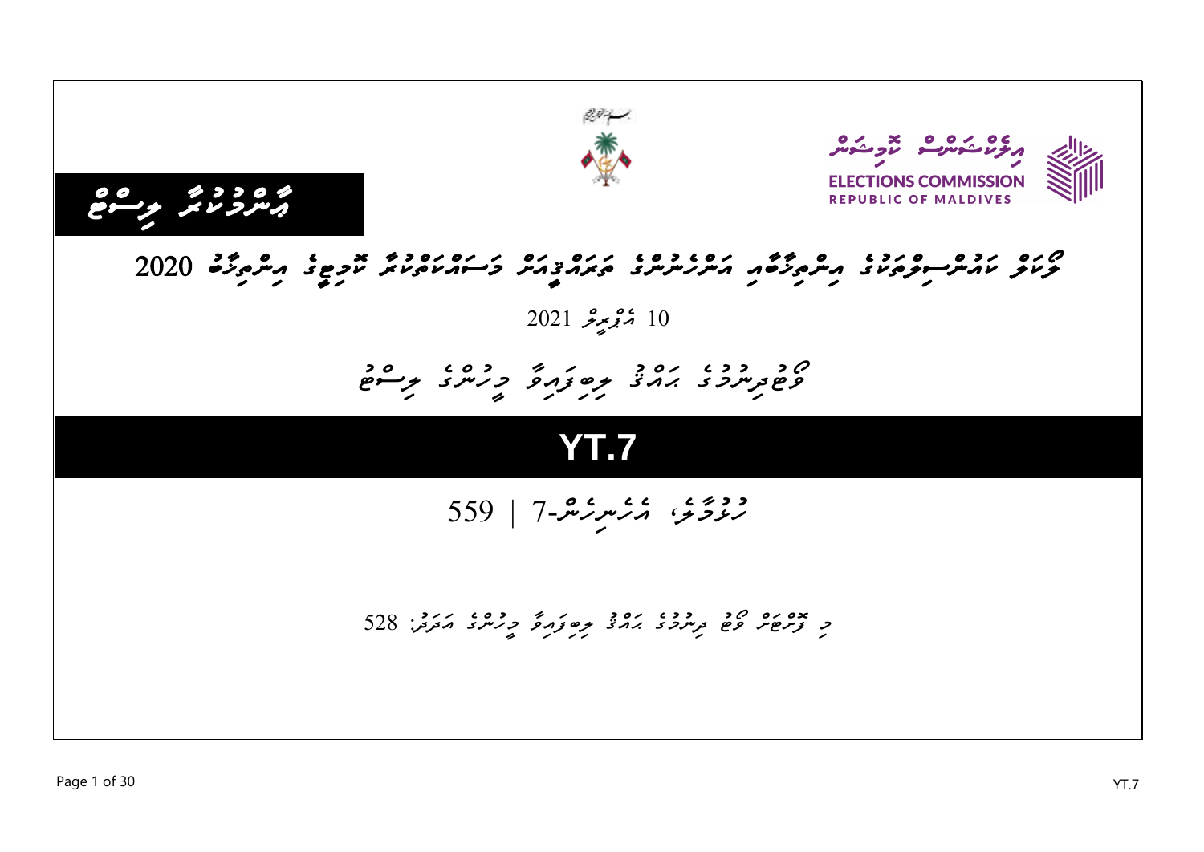# ޢާންމުކުރި ލިސްޓު

ELECTIONS COMMISSION
REPUBLIC OF MALDIVES

## ލޯކަލް ކައުންސިލްތަކުގެ އިންތިޚާބާއި އަންހެނުންގެ ތަރައްޤީއަށް މަސައްކަތްކުރާ ކޮމިޓީގެ އިންތިޚާބު 2020

10 އެޕްރީލް 2021

## ވޯޓުދިނުމުގެ ހައްޤު ލިބިފައިވާ މީހުންގެ ލިސްޓު

# YT.7

## ހުޅުމާލެ، އެސްސިސްސ-7 | 559

މި ފޮތުގައި ވޯޓު ދިނުމުގެ ހައްޤު ލިބިފައިވާ މީހުންގެ އަދަދު: 528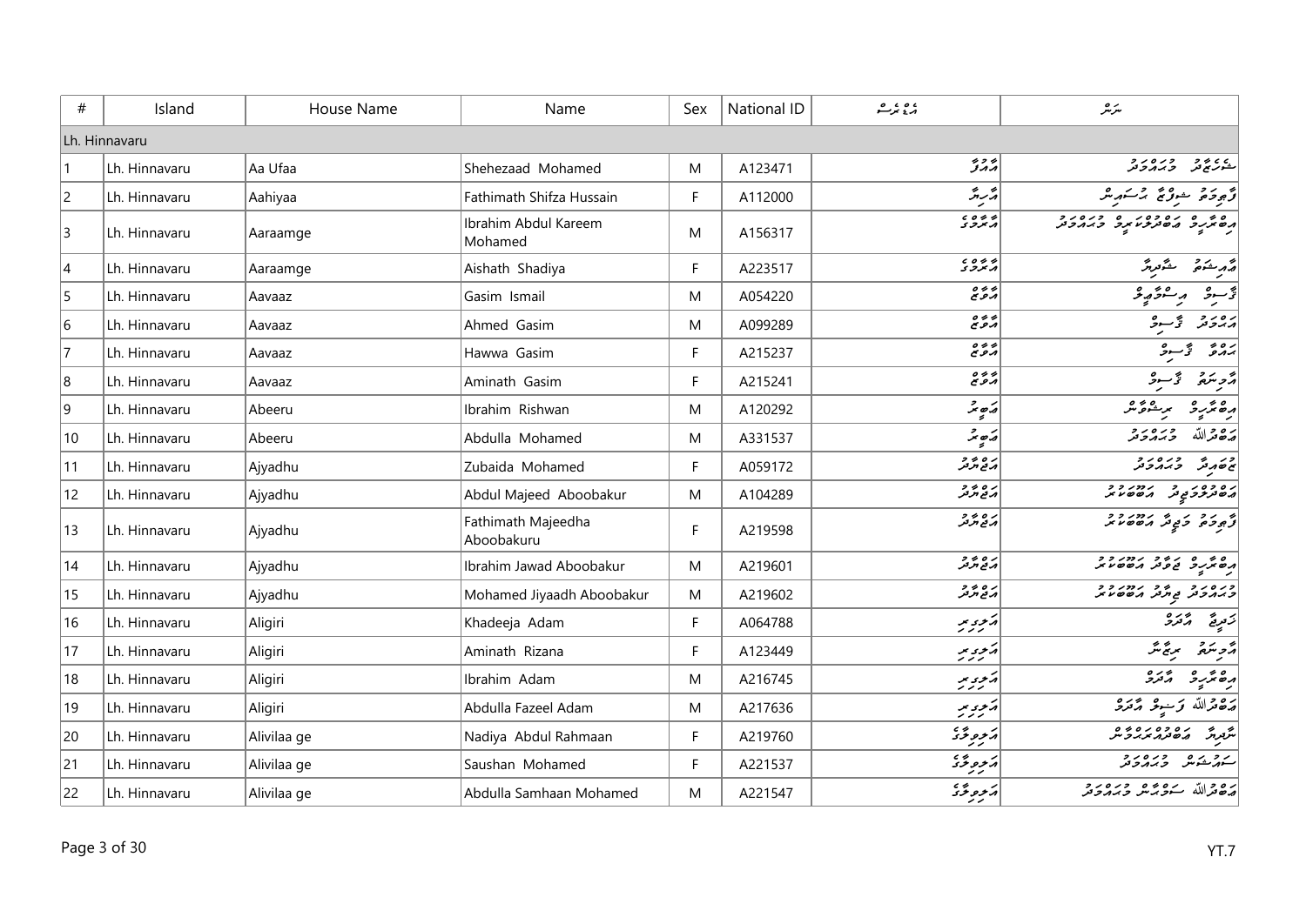| # | Island | House Name | Name | Sex | National ID | ގެއެގެ ނަން | ނަން |
|---|---|---|---|---|---|---|---|
| Lh. Hinnavaru | | | | | | | |
| 1 | Lh. Hinnavaru | Aa Ufaa | Shehezaad Mohamed | M | A123471 | އާއުފާ | ޝެހެޒާދު މުހައްމަދު |
| 2 | Lh. Hinnavaru | Aahiyaa | Fathimath Shifza Hussain | F | A112000 | އާހިޔާ | ފާތިމަތު ޝިފްޒާ ހުސައިން |
| 3 | Lh. Hinnavaru | Aaraamge | Ibrahim Abdul Kareem Mohamed | M | A156317 | އާރާމްގެ | އިބްރާހީމް އަބްދުލްކަރީމް މުހައްމަދު |
| 4 | Lh. Hinnavaru | Aaraamge | Aishath Shadiya | F | A223517 | އާރާމްގެ | އައިޝަތު ޝާދިޔާ |
| 5 | Lh. Hinnavaru | Aavaaz | Gasim Ismail | M | A054220 | އާވާޒު | ޤާސިމް އިސްމާޢީލް |
| 6 | Lh. Hinnavaru | Aavaaz | Ahmed Gasim | M | A099289 | އާވާޒު | އަޙްމަދު ޤާސިމް |
| 7 | Lh. Hinnavaru | Aavaaz | Hawwa Gasim | F | A215237 | އާވާޒު | ހައްވާ ޤާސިމް |
| 8 | Lh. Hinnavaru | Aavaaz | Aminath Gasim | F | A215241 | އާވާޒު | އާމިނަތު ޤާސިމް |
| 9 | Lh. Hinnavaru | Abeeru | Ibrahim Rishwan | M | A120292 | އަބީރު | އިބްރާހީމް ރިޝްވާން |
| 10 | Lh. Hinnavaru | Abeeru | Abdulla Mohamed | M | A331537 | އަބީރު | އަބްދުﷲ މުހައްމަދު |
| 11 | Lh. Hinnavaru | Ajyadhu | Zubaida Mohamed | F | A059172 | އަޖްޔަދު | ޒުބައިދާ މުހައްމަދު |
| 12 | Lh. Hinnavaru | Ajyadhu | Abdul Majeed Aboobakur | M | A104289 | އަޖްޔަދު | އަބްދުލްމަޖީދު އަބޫބަކުރު |
| 13 | Lh. Hinnavaru | Ajyadhu | Fathimath Majeedha Aboobakuru | F | A219598 | އަޖްޔަދު | ފާތިމަތު މަޖީދާ އަބޫބަކުރު |
| 14 | Lh. Hinnavaru | Ajyadhu | Ibrahim Jawad Aboobakur | M | A219601 | އަޖްޔަދު | އިބްރާހީމް ޖަވާދު އަބޫބަކުރު |
| 15 | Lh. Hinnavaru | Ajyadhu | Mohamed Jiyaadh Aboobakur | M | A219602 | އަޖްޔަދު | މުހައްމަދު ޖިޔާދު އަބޫބަކުރު |
| 16 | Lh. Hinnavaru | Aligiri | Khadeeja Adam | F | A064788 | އަލިގިރި | ޚަދީޖާ އާދަމް |
| 17 | Lh. Hinnavaru | Aligiri | Aminath Rizana | F | A123449 | އަލިގިރި | އާމިނަތު ރިޒާނާ |
| 18 | Lh. Hinnavaru | Aligiri | Ibrahim Adam | M | A216745 | އަލިގިރި | އިބްރާހީމް އާދަމް |
| 19 | Lh. Hinnavaru | Aligiri | Abdulla Fazeel Adam | M | A217636 | އަލިގިރި | އަބްދުﷲ ފަޟީލު އާދަމް |
| 20 | Lh. Hinnavaru | Alivilaa ge | Nadiya Abdul Rahmaan | F | A219760 | އަލިވިލާގެ | ނާދިޔާ އަބްދުއްރަޙްމާން |
| 21 | Lh. Hinnavaru | Alivilaa ge | Saushan Mohamed | F | A221537 | އަލިވިލާގެ | ސައުޝަން މުހައްމަދު |
| 22 | Lh. Hinnavaru | Alivilaa ge | Abdulla Samhaan Mohamed | M | A221547 | އަލިވިލާގެ | އަބްދުﷲ ސަމްހާން މުހައްމަދު |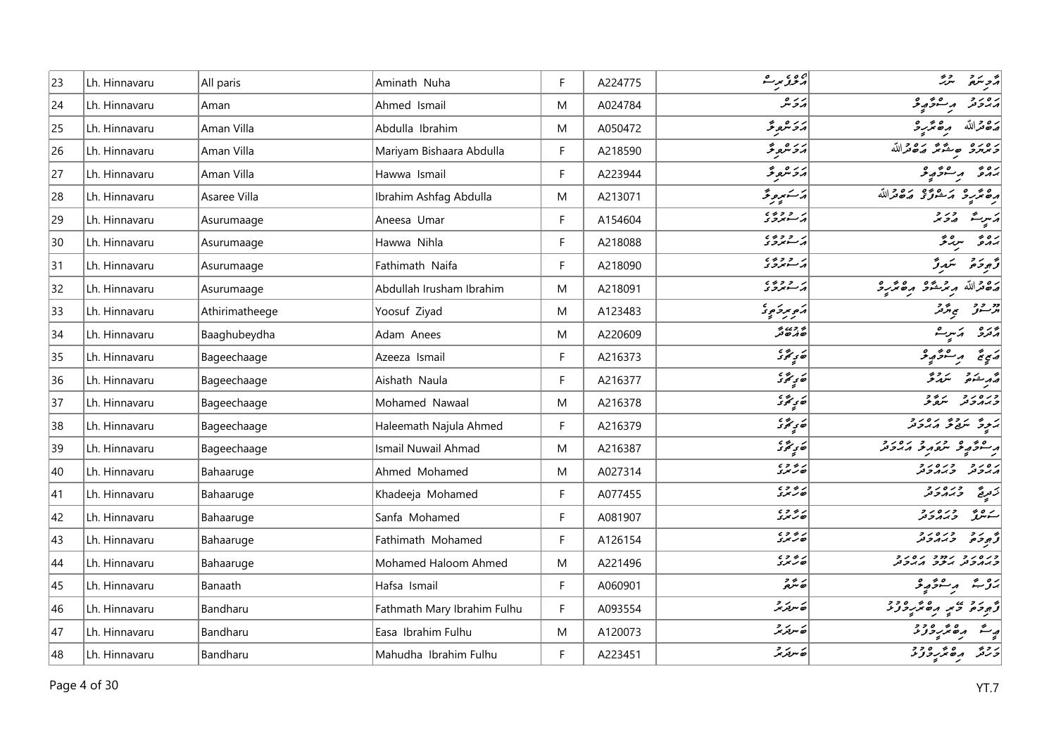| 23 | Lh. Hinnavaru | All paris | Aminath Nuha | F | A224775 | އޯލްޕެރިސް | އާމިނަތު ނުހާ |
|---|---|---|---|---|---|---|---|
| 24 | Lh. Hinnavaru | Aman | Ahmed Ismail | M | A024784 | އަމަން | އަހުމަދު އިސްމާޢީލް |
| 25 | Lh. Hinnavaru | Aman Villa | Abdulla Ibrahim | M | A050472 | އަމަންވިލާ | އަބްދުﷲ އިބްރާހީމް |
| 26 | Lh. Hinnavaru | Aman Villa | Mariyam Bishaara Abdulla | F | A218590 | އަމަންވިލާ | މަރިޔަމް ބިޝާރާ އަބްދުﷲ |
| 27 | Lh. Hinnavaru | Aman Villa | Hawwa Ismail | F | A223944 | އަމަންވިލާ | ހައްވާ އިސްމާޢީލް |
| 28 | Lh. Hinnavaru | Asaree Villa | Ibrahim Ashfag Abdulla | M | A213071 | އަސަރީވިލާ | އިބްރާހީމް އަޝްފާގު އަބްދުﷲ |
| 29 | Lh. Hinnavaru | Asurumaage | Aneesa Umar | F | A154604 | އަސުރުމާގެ | އަނީސާ ޢުމަރު |
| 30 | Lh. Hinnavaru | Asurumaage | Hawwa Nihla | F | A218088 | އަސުރުމާގެ | ހައްވާ ނިހްލާ |
| 31 | Lh. Hinnavaru | Asurumaage | Fathimath Naifa | F | A218090 | އަސުރުމާގެ | ފާތިމަތު ނައިފާ |
| 32 | Lh. Hinnavaru | Asurumaage | Abdullah Irusham Ibrahim | M | A218091 | އަސުރުމާގެ | އަބްދުﷲ އިރުޝާމް އިބްރާހީމް |
| 33 | Lh. Hinnavaru | Athirimatheege | Yoosuf Ziyad | M | A123483 | އަތިރިމަތީގެ | ޔޫސުފް ޒިޔާދު |
| 34 | Lh. Hinnavaru | Baaghubeydha | Adam Anees | M | A220609 | ބާޣުބޭދާ | އާދަމް އަނީސް |
| 35 | Lh. Hinnavaru | Bageechaage | Azeeza Ismail | F | A216373 | ބަގީޗާގެ | އަޒީޒާ އިސްމާޢީލް |
| 36 | Lh. Hinnavaru | Bageechaage | Aishath Naula | F | A216377 | ބަގީޗާގެ | އާއިޝަތު ނައުލާ |
| 37 | Lh. Hinnavaru | Bageechaage | Mohamed Nawaal | M | A216378 | ބަގީޗާގެ | މުހައްމަދު ނަވާލް |
| 38 | Lh. Hinnavaru | Bageechaage | Haleemath Najula Ahmed | F | A216379 | ބަގީޗާގެ | ހަލީމާ ނަޖުލާ އަހުމަދު |
| 39 | Lh. Hinnavaru | Bageechaage | Ismail Nuwail Ahmad | M | A216387 | ބަގީޗާގެ | އިސްމާޢީލް ނުވައިލް އަހުމަދު |
| 40 | Lh. Hinnavaru | Bahaaruge | Ahmed Mohamed | M | A027314 | ބަހާރުގެ | އަހުމަދު މުހައްމަދު |
| 41 | Lh. Hinnavaru | Bahaaruge | Khadeeja Mohamed | F | A077455 | ބަހާރުގެ | ޚަދީޖާ މުހައްމަދު |
| 42 | Lh. Hinnavaru | Bahaaruge | Sanfa Mohamed | F | A081907 | ބަހާރުގެ | ސަންފާ މުހައްމަދު |
| 43 | Lh. Hinnavaru | Bahaaruge | Fathimath Mohamed | F | A126154 | ބަހާރުގެ | ފާތިމަތު މުހައްމަދު |
| 44 | Lh. Hinnavaru | Bahaaruge | Mohamed Haloom Ahmed | M | A221496 | ބަހާރުގެ | މުހައްމަދު ހަލޫމް އަހުމަދު |
| 45 | Lh. Hinnavaru | Banaath | Hafsa Ismail | F | A060901 | ބަނާތު | ހަފްސާ އިސްމާޢީލް |
| 46 | Lh. Hinnavaru | Bandharu | Fathmath Mary Ibrahim Fulhu | F | A093554 | ބަންދަރު | ފާތިމަތު މޭރީ އިބްރާހީމްފުޅު |
| 47 | Lh. Hinnavaru | Bandharu | Easa Ibrahim Fulhu | M | A120073 | ބަންދަރު | ޢީސާ އިބްރާހީމްފުޅު |
| 48 | Lh. Hinnavaru | Bandharu | Mahudha Ibrahim Fulhu | F | A223451 | ބަންދަރު | މަހުދާ އިބްރާހީމްފުޅު |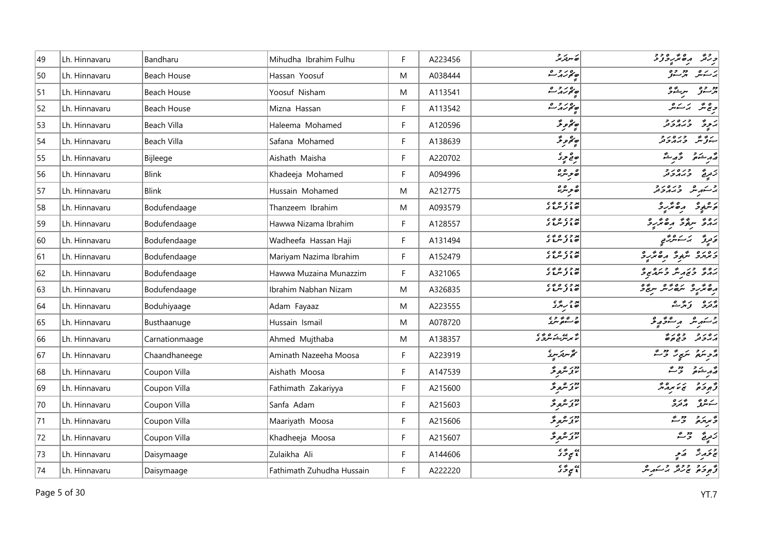| 49 | Lh. Hinnavaru | Bandharu | Mihudha Ibrahim Fulhu | F | A223456 | ބަނދަރު | މިހުދާ އިބްރާހީމްފުޅު |
|---|---|---|---|---|---|---|---|
| 50 | Lh. Hinnavaru | Beach House | Hassan Yoosuf | M | A038444 | ބީޗްހައުސް | ހަސަން ޔޫސުފް |
| 51 | Lh. Hinnavaru | Beach House | Yoosuf Nisham | M | A113541 | ބީޗްހައުސް | ޔޫސުފް ނިޝާމް |
| 52 | Lh. Hinnavaru | Beach House | Mizna Hassan | F | A113542 | ބީޗްހައުސް | މިޒްނާ ހަސަން |
| 53 | Lh. Hinnavaru | Beach Villa | Haleema Mohamed | F | A120596 | ބީޗްވިލާ | ހަލީމާ މުހައްމަދު |
| 54 | Lh. Hinnavaru | Beach Villa | Safana Mohamed | F | A138639 | ބީޗްވިލާ | ސަފާނާ މުހައްމަދު |
| 55 | Lh. Hinnavaru | Bijleege | Aishath Maisha | F | A220702 | ބިޖްލީގެ | އާއިޝަތު މާއިޝާ |
| 56 | Lh. Hinnavaru | Blink | Khadeeja Mohamed | F | A094996 | ބްލިންކް | ޚަދީޖާ މުހައްމަދު |
| 57 | Lh. Hinnavaru | Blink | Hussain Mohamed | M | A212775 | ބްލިންކް | ހުސައިން މުހައްމަދު |
| 58 | Lh. Hinnavaru | Bodufendaage | Thanzeem Ibrahim | M | A093579 | ބޮޑުފެންދާގެ | ތަންޒީމް އިބްރާހީމް |
| 59 | Lh. Hinnavaru | Bodufendaage | Hawwa Nizama Ibrahim | F | A128557 | ބޮޑުފެންދާގެ | ހައްވާ ނިޒާމާ އިބްރާހީމް |
| 60 | Lh. Hinnavaru | Bodufendaage | Wadheefa Hassan Haji | F | A131494 | ބޮޑުފެންދާގެ | ވަދީފާ ހަސަންހާޖީ |
| 61 | Lh. Hinnavaru | Bodufendaage | Mariyam Nazima Ibrahim | F | A152479 | ބޮޑުފެންދާގެ | މަރިޔަމް ނާޒިމާ އިބްރާހީމް |
| 62 | Lh. Hinnavaru | Bodufendaage | Hawwa Muzaina Munazzim | F | A321065 | ބޮޑުފެންދާގެ | ހައްވާ މުޒައިނާ މުނައްޒިމް |
| 63 | Lh. Hinnavaru | Bodufendaage | Ibrahim Nabhan Nizam | M | A326835 | ބޮޑުފެންދާގެ | އިބްރާހީމް ނަބްހާން ނިޒާމް |
| 64 | Lh. Hinnavaru | Boduhiyaage | Adam Fayaaz | M | A223555 | ބޮޑުހިޔާގެ | އާދަމް ފައްޔާޒް |
| 65 | Lh. Hinnavaru | Busthaanuge | Hussain Ismail | M | A078720 | ބުސްތާނުގެ | ހުސައިން އިސްމާއީލް |
| 66 | Lh. Hinnavaru | Carnationmaage | Ahmed Mujthaba | M | A138357 | ކާނޭޝަންމާގެ | އަހުމަދު މުޖްތަބާ |
| 67 | Lh. Hinnavaru | Chaandhaneege | Aminath Nazeeha Moosa | F | A223919 | ޗާނދަނީގެ | އާމިނަތު ނަޒީހާ މޫސާ |
| 68 | Lh. Hinnavaru | Coupon Villa | Aishath Moosa | F | A147539 | ކޫޕަންވިލާ | އާއިޝަތު މޫސާ |
| 69 | Lh. Hinnavaru | Coupon Villa | Fathimath Zakariyya | F | A215600 | ކޫޕަންވިލާ | ފާތިމަތު ޒަކަރިއްޔާ |
| 70 | Lh. Hinnavaru | Coupon Villa | Sanfa Adam | F | A215603 | ކޫޕަންވިލާ | ސަންފާ އާދަމް |
| 71 | Lh. Hinnavaru | Coupon Villa | Maariyath Moosa | F | A215606 | ކޫޕަންވިލާ | މާރިޔަތު މޫސާ |
| 72 | Lh. Hinnavaru | Coupon Villa | Khadheeja Moosa | F | A215607 | ކޫޕަންވިލާ | ޚަދީޖާ މޫސާ |
| 73 | Lh. Hinnavaru | Daisymaage | Zulaikha Ali | F | A144606 | ޑޭޒީމާގެ | ޒުލައިޚާ ޢަލީ |
| 74 | Lh. Hinnavaru | Daisymaage | Fathimath Zuhudha Hussain | F | A222220 | ޑޭޒީމާގެ | ފާތިމަތު ޒުހުދާ ހުސައިން |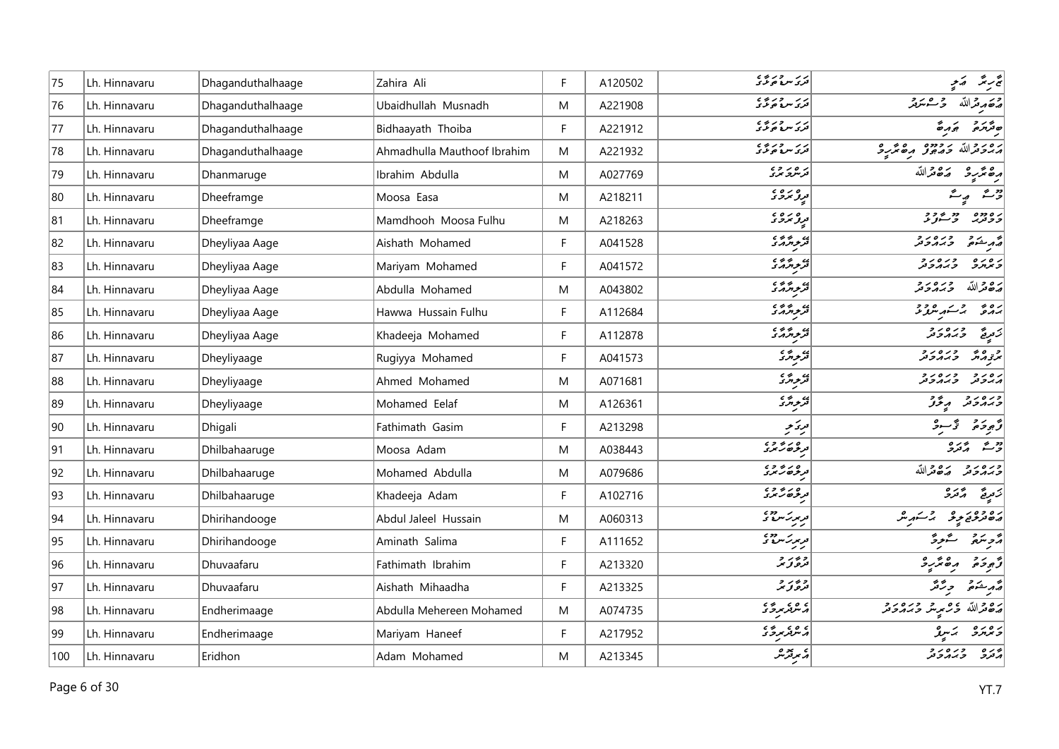| 75 | Lh. Hinnavaru | Dhaganduthalhaage | Zahira Ali | F | A120502 | ދަގަނޑުތަޅާގެ | ޒާހިރާ ޢަލީ |
|---|---|---|---|---|---|---|---|
| 76 | Lh. Hinnavaru | Dhaganduthalhaage | Ubaidhullah Musnadh | M | A221908 | ދަގަނޑުތަޅާގެ | ޢުބައިދުﷲ މުސްނަދު |
| 77 | Lh. Hinnavaru | Dhaganduthalhaage | Bidhaayath Thoiba | F | A221912 | ދަގަނޑުތަޅާގެ | ބިދާޔަތު ޠައިބާ |
| 78 | Lh. Hinnavaru | Dhaganduthalhaage | Ahmadhulla Mauthoof Ibrahim | M | A221932 | ދަގަނޑުތަޅާގެ | އަޙްމަދުﷲ މައުތޫފް އިބްރާހީމް |
| 79 | Lh. Hinnavaru | Dhanmaruge | Ibrahim Abdulla | M | A027769 | ދަންމަރުގެ | އިބްރާހީމް އަބްދުﷲ |
| 80 | Lh. Hinnavaru | Dheeframge | Moosa Easa | M | A218211 | ދީފްރަމްގެ | މޫސާ ޢީސާ |
| 81 | Lh. Hinnavaru | Dheeframge | Mamdhooh Moosa Fulhu | M | A218263 | ދީފްރަމްގެ | މަމްދޫޙް މޫސާފުޅު |
| 82 | Lh. Hinnavaru | Dheyliyaa Aage | Aishath Mohamed | F | A041528 | ދޭލިޔާއާގެ | އާއިޝަތު މުޙައްމަދު |
| 83 | Lh. Hinnavaru | Dheyliyaa Aage | Mariyam Mohamed | F | A041572 | ދޭލިޔާއާގެ | މަރިޔަމް މުޙައްމަދު |
| 84 | Lh. Hinnavaru | Dheyliyaa Aage | Abdulla Mohamed | M | A043802 | ދޭލިޔާއާގެ | އަބްދުﷲ މުޙައްމަދު |
| 85 | Lh. Hinnavaru | Dheyliyaa Aage | Hawwa Hussain Fulhu | F | A112684 | ދޭލިޔާއާގެ | ހައްވާ ހުސައިންފުޅު |
| 86 | Lh. Hinnavaru | Dheyliyaa Aage | Khadeeja Mohamed | F | A112878 | ދޭލިޔާއާގެ | ޚަދީޖާ މުޙައްމަދު |
| 87 | Lh. Hinnavaru | Dheyliyaage | Rugiyya Mohamed | F | A041573 | ދޭލިޔާގެ | ރުގިއްޔާ މުޙައްމަދު |
| 88 | Lh. Hinnavaru | Dheyliyaage | Ahmed Mohamed | M | A071681 | ދޭލިޔާގެ | އަޙްމަދު މުޙައްމަދު |
| 89 | Lh. Hinnavaru | Dheyliyaage | Mohamed Eelaf | M | A126361 | ދޭލިޔާގެ | މުޙައްމަދު އީލާފު |
| 90 | Lh. Hinnavaru | Dhigali | Fathimath Gasim | F | A213298 | ދިގަލި | ފާތިމަތު ޤާސިމް |
| 91 | Lh. Hinnavaru | Dhilbahaaruge | Moosa Adam | M | A038443 | ދިލްބަހާރުގެ | މޫސާ އާދަމް |
| 92 | Lh. Hinnavaru | Dhilbahaaruge | Mohamed Abdulla | M | A079686 | ދިލްބަހާރުގެ | މުޙައްމަދު އަބްދުﷲ |
| 93 | Lh. Hinnavaru | Dhilbahaaruge | Khadeeja Adam | F | A102716 | ދިލްބަހާރުގެ | ޚަދީޖާ އާދަމް |
| 94 | Lh. Hinnavaru | Dhirihandooge | Abdul Jaleel Hussain | M | A060313 | ދިރިހަނދޫގެ | އަބްދުލްޖަލީލް ހުސައިން |
| 95 | Lh. Hinnavaru | Dhirihandooge | Aminath Salima | F | A111652 | ދިރިހަނދޫގެ | އަމިނަތު ސާލިމާ |
| 96 | Lh. Hinnavaru | Dhuvaafaru | Fathimath Ibrahim | F | A213320 | ދުވާފަރު | ފާތިމަތު އިބްރާހީމް |
| 97 | Lh. Hinnavaru | Dhuvaafaru | Aishath Mihaadha | F | A213325 | ދުވާފަރު | އާއިޝަތު މިހާދާ |
| 98 | Lh. Hinnavaru | Endherimaage | Abdulla Mehereen Mohamed | M | A074735 | އެންދެރިމާގެ | އަބްދުﷲ މެހެރީން މުޙައްމަދު |
| 99 | Lh. Hinnavaru | Endherimaage | Mariyam Haneef | F | A217952 | އެންދެރިމާގެ | މަރިޔަމް ހަނީފް |
| 100 | Lh. Hinnavaru | Eridhon | Adam Mohamed | M | A213345 | އެރިދޮން | އާދަމް މުޙައްމަދު |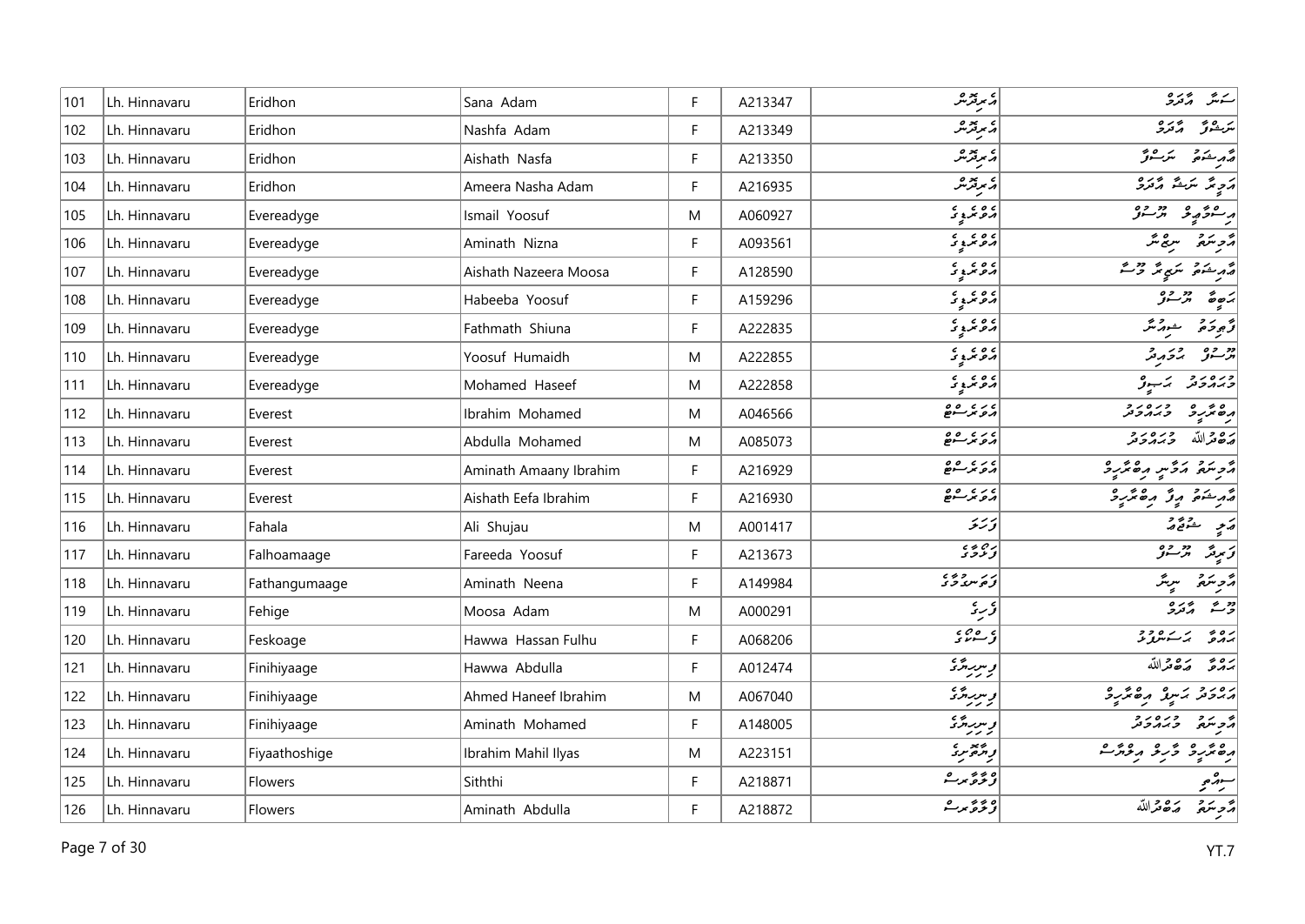| 101 | Lh. Hinnavaru | Eridhon | Sana Adam | F | A213347 | އެރިދޯން | ސަނާ އާދަމް |
|---|---|---|---|---|---|---|---|
| 102 | Lh. Hinnavaru | Eridhon | Nashfa Adam | F | A213349 | އެރިދޯން | ނަޝްފާ އާދަމް |
| 103 | Lh. Hinnavaru | Eridhon | Aishath Nasfa | F | A213350 | އެރިދޯން | އައިޝަތު ނަސްފާ |
| 104 | Lh. Hinnavaru | Eridhon | Ameera Nasha Adam | F | A216935 | އެރިދޯން | އަމީރާ ނަޝާ އާދަމް |
| 105 | Lh. Hinnavaru | Evereadyge | Ismail Yoosuf | M | A060927 | އެވަރެޑީގެ | އިސްމާޢީލް ޔޫސުފް |
| 106 | Lh. Hinnavaru | Evereadyge | Aminath Nizna | F | A093561 | އެވަރެޑީގެ | އާމިނަތު ނިޒްނާ |
| 107 | Lh. Hinnavaru | Evereadyge | Aishath Nazeera Moosa | F | A128590 | އެވަރެޑީގެ | އައިޝަތު ނަޒީރާ މޫސާ |
| 108 | Lh. Hinnavaru | Evereadyge | Habeeba Yoosuf | F | A159296 | އެވަރެޑީގެ | ހަބީބާ ޔޫސުފް |
| 109 | Lh. Hinnavaru | Evereadyge | Fathmath Shiuna | F | A222835 | އެވަރެޑީގެ | ފާތިމަތު ޝިއުނާ |
| 110 | Lh. Hinnavaru | Evereadyge | Yoosuf Humaidh | M | A222855 | އެވަރެޑީގެ | ޔޫސުފް ހުމައިދު |
| 111 | Lh. Hinnavaru | Evereadyge | Mohamed Haseef | M | A222858 | އެވަރެޑީގެ | މުޙައްމަދު ހަސީފް |
| 112 | Lh. Hinnavaru | Everest | Ibrahim Mohamed | M | A046566 | އެވަރެސްޓް | އިބްރާހީމް މުޙައްމަދު |
| 113 | Lh. Hinnavaru | Everest | Abdulla Mohamed | M | A085073 | އެވަރެސްޓް | އަބްދުﷲ މުޙައްމަދު |
| 114 | Lh. Hinnavaru | Everest | Aminath Amaany Ibrahim | F | A216929 | އެވަރެސްޓް | އާމިނަތު އަމާނީ އިބްރާހީމް |
| 115 | Lh. Hinnavaru | Everest | Aishath Eefa Ibrahim | F | A216930 | އެވަރެސްޓް | އައިޝަތު އީފާ އިބްރާހީމް |
| 116 | Lh. Hinnavaru | Fahala | Ali Shujau | M | A001417 | ފަހަލަ | އަލި ޝުޖާޢު |
| 117 | Lh. Hinnavaru | Falhoamaage | Fareeda Yoosuf | F | A213673 | ފަޅޯމާގެ | ފަރީދާ ޔޫސުފް |
| 118 | Lh. Hinnavaru | Fathangumaage | Aminath Neena | F | A149984 | ފަތަނގުމާގެ | އާމިނަތު ނީނާ |
| 119 | Lh. Hinnavaru | Fehige | Moosa Adam | M | A000291 | ފެހިގެ | މޫސާ އާދަމް |
| 120 | Lh. Hinnavaru | Feskoage | Hawwa Hassan Fulhu | F | A068206 | ފެސްކޯގެ | ހައްވާ ހަސަންފުޅު |
| 121 | Lh. Hinnavaru | Finihiyaage | Hawwa Abdulla | F | A012474 | ފިނިހިޔާގެ | ހައްވާ އަބްދުﷲ |
| 122 | Lh. Hinnavaru | Finihiyaage | Ahmed Haneef Ibrahim | M | A067040 | ފިނިހިޔާގެ | އަޙްމަދު ހަނީފް އިބްރާހީމް |
| 123 | Lh. Hinnavaru | Finihiyaage | Aminath Mohamed | F | A148005 | ފިނިހިޔާގެ | އާމިނަތު މުޙައްމަދު |
| 124 | Lh. Hinnavaru | Fiyaathoshige | Ibrahim Mahil Ilyas | M | A223151 | ފިޔާތޮށިގެ | އިބްރާހީމް މާހިލް އިލްޔާސް |
| 125 | Lh. Hinnavaru | Flowers | Siththi | F | A218871 | ފްލާވަރސް | ސިއްތި |
| 126 | Lh. Hinnavaru | Flowers | Aminath Abdulla | F | A218872 | ފްލާވަރސް | އާމިނަތު އަބްދުﷲ |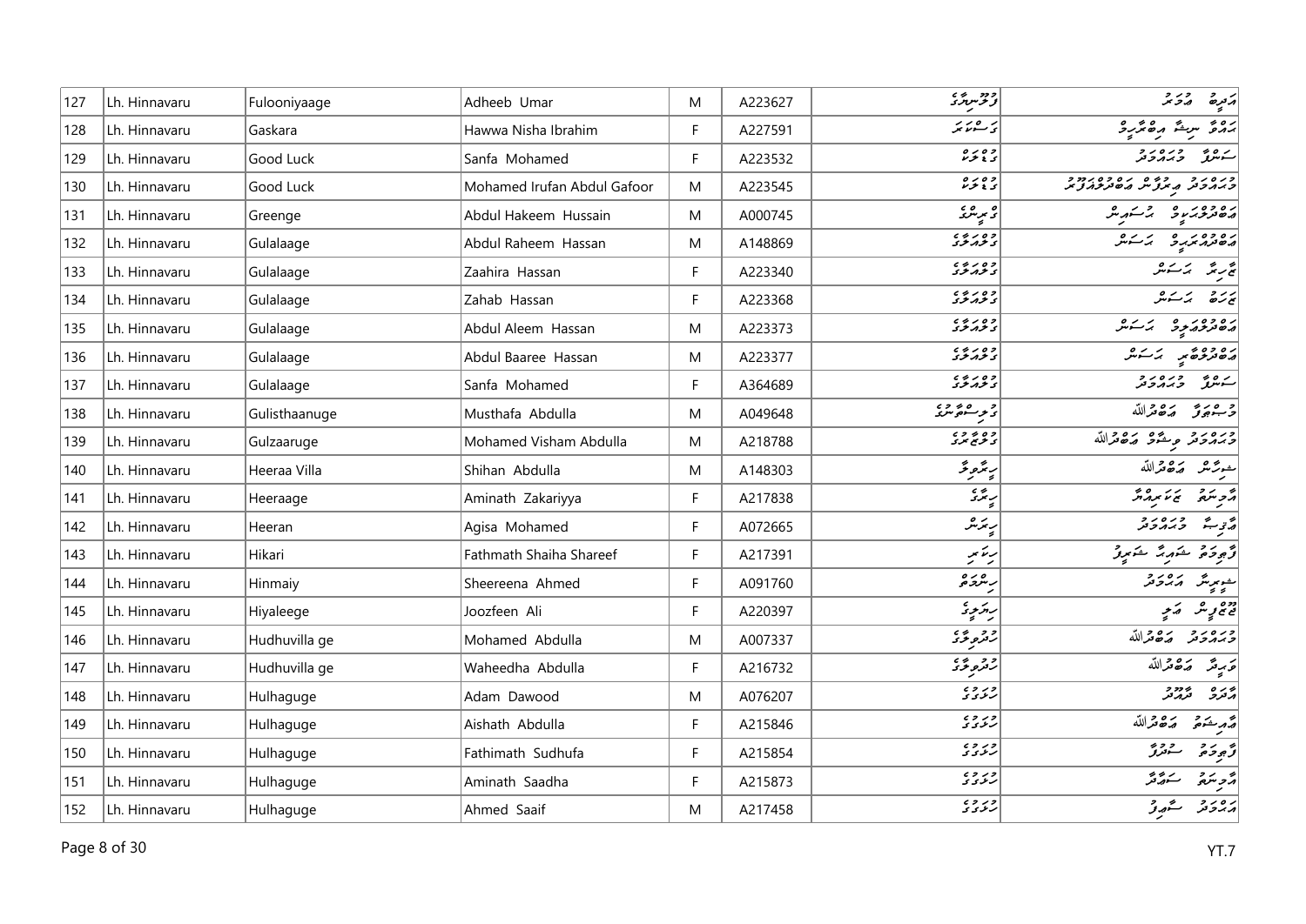| 127 | Lh. Hinnavaru | Fulooniyaage | Adheeb Umar | M | A223627 | ފުލޫނިޔާގެ | އަދީބް އުމަރު |
|---|---|---|---|---|---|---|---|
| 128 | Lh. Hinnavaru | Gaskara | Hawwa Nisha Ibrahim | F | A227591 | ގަސްކަރަ | ހައްވާ ނިޝާ އިބްރާހީމް |
| 129 | Lh. Hinnavaru | Good Luck | Sanfa Mohamed | F | A223532 | ގުޑްލަކް | ސަންފާ މުޙައްމަދު |
| 130 | Lh. Hinnavaru | Good Luck | Mohamed Irufan Abdul Gafoor | M | A223545 | ގުޑްލަކް | މުޙައްމަދު އިރުފާން އަބްދުލްގަފޫރު |
| 131 | Lh. Hinnavaru | Greenge | Abdul Hakeem Hussain | M | A000745 | ގްރީންގެ | އަބްދުލްހަކީމް ހުސައިން |
| 132 | Lh. Hinnavaru | Gulalaage | Abdul Raheem Hassan | M | A148869 | ގުލަލާގެ | އަބްދުއްރަޙީމް ހަސަން |
| 133 | Lh. Hinnavaru | Gulalaage | Zaahira Hassan | F | A223340 | ގުލަލާގެ | ޒާހިރާ ހަސަން |
| 134 | Lh. Hinnavaru | Gulalaage | Zahab Hassan | F | A223368 | ގުލަލާގެ | ޒަހަބް ހަސަން |
| 135 | Lh. Hinnavaru | Gulalaage | Abdul Aleem Hassan | M | A223373 | ގުލަލާގެ | އަބްދުލްއަލީމް ހަސަން |
| 136 | Lh. Hinnavaru | Gulalaage | Abdul Baaree Hassan | M | A223377 | ގުލަލާގެ | އަބްދުލްބާރީ ހަސަން |
| 137 | Lh. Hinnavaru | Gulalaage | Sanfa Mohamed | F | A364689 | ގުލަލާގެ | ސަންފާ މުޙައްމަދު |
| 138 | Lh. Hinnavaru | Gulisthaanuge | Musthafa Abdulla | M | A049648 | ގުލިސްތާނުގެ | މުސްތަފާ އަބްދުﷲ |
| 139 | Lh. Hinnavaru | Gulzaaruge | Mohamed Visham Abdulla | M | A218788 | ގުލްޒާރުގެ | މުޙައްމަދު ވިޝާމް އަބްދުﷲ |
| 140 | Lh. Hinnavaru | Heeraa Villa | Shihan Abdulla | M | A148303 | ހީރާވިލާ | ޝިހާން އަބްދުﷲ |
| 141 | Lh. Hinnavaru | Heeraage | Aminath Zakariyya | F | A217838 | ހީރާގެ | އާމިނަތު ޒަކަރިއްޔާ |
| 142 | Lh. Hinnavaru | Heeran | Agisa Mohamed | F | A072665 | ހީރަން | އާގިސާ މުޙައްމަދު |
| 143 | Lh. Hinnavaru | Hikari | Fathmath Shaiha Shareef | F | A217391 | ހިކަރި | ފާތިމަތު ޝައިހާ ޝަރީފު |
| 144 | Lh. Hinnavaru | Hinmaiy | Sheereena Ahmed | F | A091760 | ހިންމައި | ޝީރީނާ އަޙްމަދު |
| 145 | Lh. Hinnavaru | Hiyaleege | Joozfeen Ali | F | A220397 | ހިޔަލީގެ | ޖޫޒްފީން އަލި |
| 146 | Lh. Hinnavaru | Hudhuvilla ge | Mohamed Abdulla | M | A007337 | ހުދުވިލާގެ | މުޙައްމަދު އަބްދުﷲ |
| 147 | Lh. Hinnavaru | Hudhuvilla ge | Waheedha Abdulla | F | A216732 | ހުދުވިލާގެ | ވަޙީދާ އަބްދުﷲ |
| 148 | Lh. Hinnavaru | Hulhaguge | Adam Dawood | M | A076207 | ހުޅަގުގެ | އާދަމް ދާއޫދު |
| 149 | Lh. Hinnavaru | Hulhaguge | Aishath Abdulla | F | A215846 | ހުޅަގުގެ | އާއިޝަތު އަބްދުﷲ |
| 150 | Lh. Hinnavaru | Hulhaguge | Fathimath Sudhufa | F | A215854 | ހުޅަގުގެ | ފާތިމަތު ސުދުފާ |
| 151 | Lh. Hinnavaru | Hulhaguge | Aminath Saadha | F | A215873 | ހުޅަގުގެ | އާމިނަތު ސައުދާ |
| 152 | Lh. Hinnavaru | Hulhaguge | Ahmed Saaif | M | A217458 | ހުޅަގުގެ | އަޙްމަދު ސާއިފު |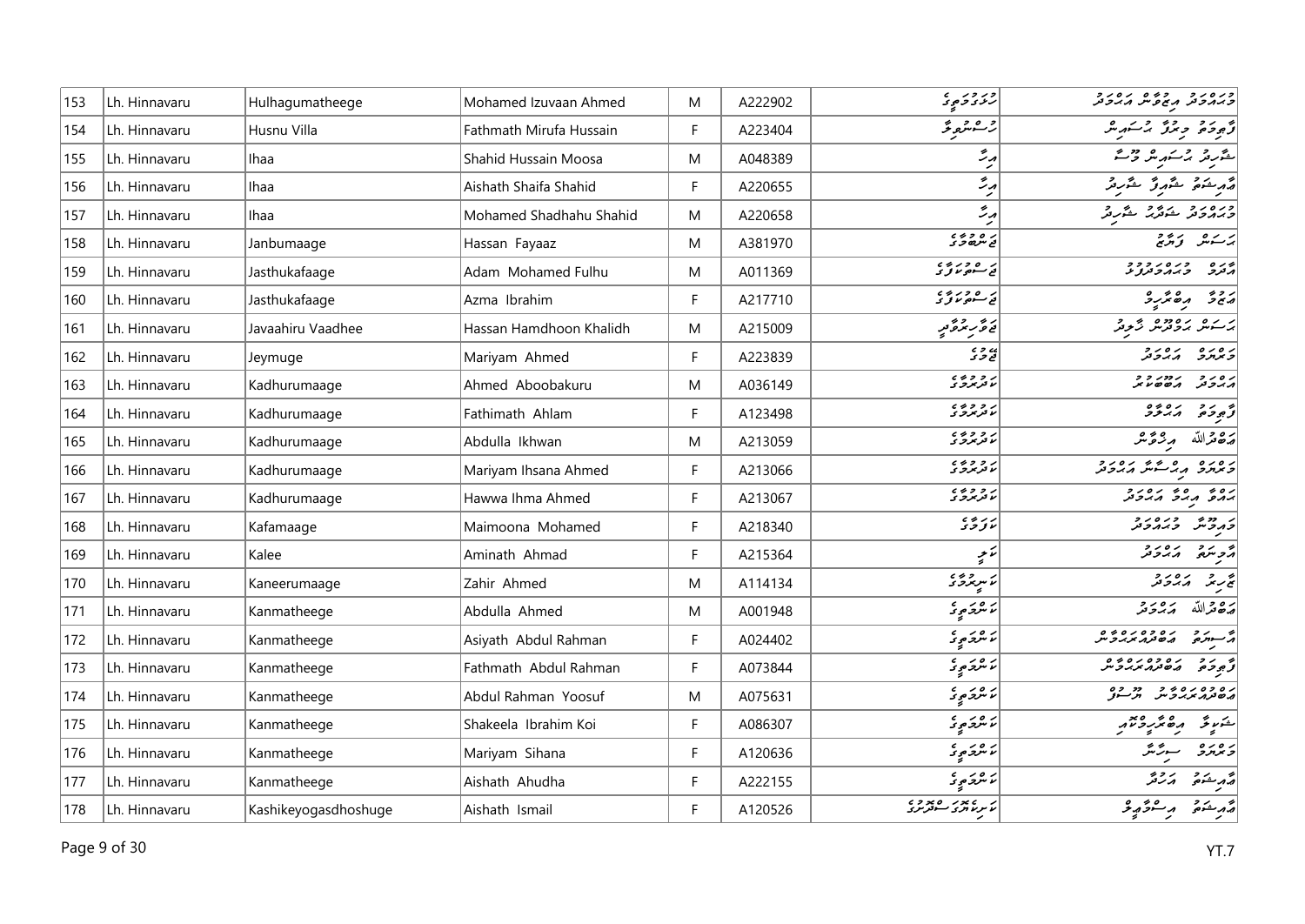| 153 | Lh. Hinnavaru | Hulhagumatheege | Mohamed Izuvaan Ahmed | M | A222902 | ހުޅަގުމަތީގެ | މުޙައްމަދު އިޒުވާން އަޙްމަދު |
|---|---|---|---|---|---|---|---|
| 154 | Lh. Hinnavaru | Husnu Villa | Fathmath Mirufa Hussain | F | A223404 | ހުސްނުވިލާ | ފާތިމަތު މިރުފާ ހުސައިން |
| 155 | Lh. Hinnavaru | Ihaa | Shahid Hussain Moosa | M | A048389 | އިހާ | ޝާހިދު ހުސައިން މޫސާ |
| 156 | Lh. Hinnavaru | Ihaa | Aishath Shaifa Shahid | F | A220655 | އިހާ | އައިޝަތު ޝާއިފާ ޝާހިދު |
| 157 | Lh. Hinnavaru | Ihaa | Mohamed Shadhahu Shahid | M | A220658 | އިހާ | މުޙައްމަދު ޝަދަހު ޝާހިދު |
| 158 | Lh. Hinnavaru | Janbumaage | Hassan Fayaaz | M | A381970 | ޖަންބުމާގެ | ޙަސަން ފައްޔާޒު |
| 159 | Lh. Hinnavaru | Jasthukafaage | Adam Mohamed Fulhu | M | A011369 | ޖަސްތުކަފާގެ | އާދަމް މުޙައްމަދުފުޅު |
| 160 | Lh. Hinnavaru | Jasthukafaage | Azma Ibrahim | F | A217710 | ޖަސްތުކަފާގެ | އަޒްމާ އިބްރާހީމް |
| 161 | Lh. Hinnavaru | Javaahiru Vaadhee | Hassan Hamdhoon Khalidh | M | A215009 | ޖަވާހިރުވާދީ | ޙަސަން ޙަމްދޫން ޚާލިދު |
| 162 | Lh. Hinnavaru | Jeymuge | Mariyam Ahmed | F | A223839 | ޖޭމުގެ | މަރިޔަމް އަޙްމަދު |
| 163 | Lh. Hinnavaru | Kadhurumaage | Ahmed Aboobakuru | M | A036149 | ކަދުރުމާގެ | އަޙްމަދު އަބޫބަކުރު |
| 164 | Lh. Hinnavaru | Kadhurumaage | Fathimath Ahlam | F | A123498 | ކަދުރުމާގެ | ފާތިމަތު އަޙްލާމް |
| 165 | Lh. Hinnavaru | Kadhurumaage | Abdulla Ikhwan | M | A213059 | ކަދުރުމާގެ | އަބްދުﷲ އިޚްވާން |
| 166 | Lh. Hinnavaru | Kadhurumaage | Mariyam Ihsana Ahmed | F | A213066 | ކަދުރުމާގެ | މަރިޔަމް އިޙްސާނާ އަޙްމަދު |
| 167 | Lh. Hinnavaru | Kadhurumaage | Hawwa Ihma Ahmed | F | A213067 | ކަދުރުމާގެ | ޙައްވާ އިހްމާ އަޙްމަދު |
| 168 | Lh. Hinnavaru | Kafamaage | Maimoona Mohamed | F | A218340 | ކަފަމާގެ | މައިމޫނާ މުޙައްމަދު |
| 169 | Lh. Hinnavaru | Kalee | Aminath Ahmad | F | A215364 | ކަލީ | އާމިނަތު އަޙްމަދު |
| 170 | Lh. Hinnavaru | Kaneerumaage | Zahir Ahmed | M | A114134 | ކަނީރުމާގެ | ޒާހިރު އަޙްމަދު |
| 171 | Lh. Hinnavaru | Kanmatheege | Abdulla Ahmed | M | A001948 | ކަންމަތީގެ | އަބްދުﷲ އަޙްމަދު |
| 172 | Lh. Hinnavaru | Kanmatheege | Asiyath Abdul Rahman | F | A024402 | ކަންމަތީގެ | އާސިޔަތު އަބްދުއްރަޙްމާން |
| 173 | Lh. Hinnavaru | Kanmatheege | Fathmath Abdul Rahman | F | A073844 | ކަންމަތީގެ | ފާތިމަތު އަބްދުއްރަޙްމާން |
| 174 | Lh. Hinnavaru | Kanmatheege | Abdul Rahman Yoosuf | M | A075631 | ކަންމަތީގެ | އަބްދުއްރަޙްމާން ޔޫސުފު |
| 175 | Lh. Hinnavaru | Kanmatheege | Shakeela Ibrahim Koi | F | A086307 | ކަންމަތީގެ | ޝަކީލާ އިބްރާހީމްކޮއި |
| 176 | Lh. Hinnavaru | Kanmatheege | Mariyam Sihana | F | A120636 | ކަންމަތީގެ | މަރިޔަމް ސިހާނާ |
| 177 | Lh. Hinnavaru | Kanmatheege | Aishath Ahudha | F | A222155 | ކަންމަތީގެ | އައިޝަތު އަހުދާ |
| 178 | Lh. Hinnavaru | Kashikeyogasdhoshuge | Aishath Ismail | F | A120526 | ކަށިކޭޔޮގަސްދޮށުގެ | އައިޝަތު އިސްމާޢީލް |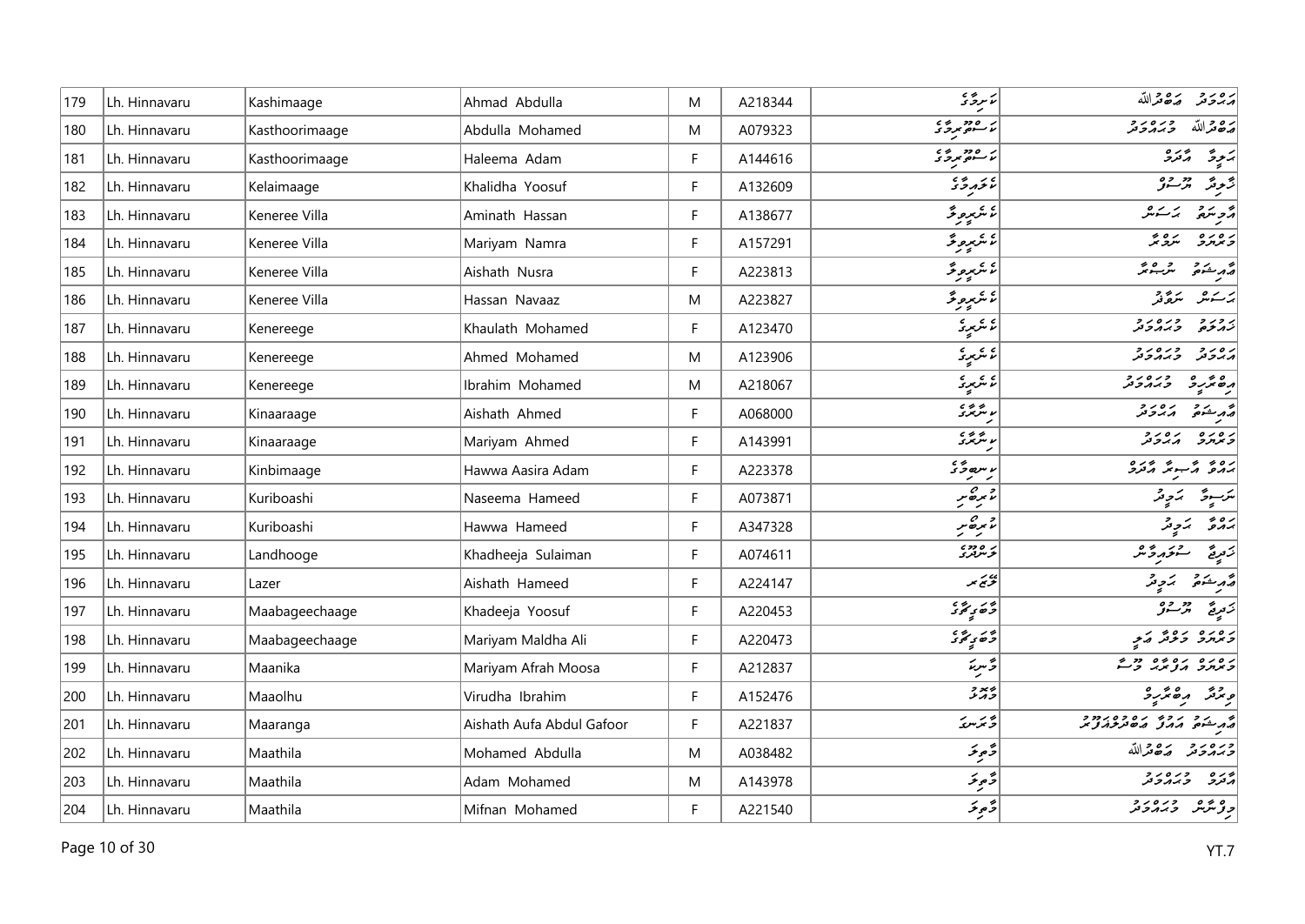| 179 | Lh. Hinnavaru | Kashimaage | Ahmad Abdulla | M | A218344 | ކަށިމާގެ | އަޙްމަދު އަބްދުﷲ |
|---|---|---|---|---|---|---|---|
| 180 | Lh. Hinnavaru | Kasthoorimaage | Abdulla Mohamed | M | A079323 | ކަސްތޫރިމާގެ | އަބްދުﷲ މުޙައްމަދު |
| 181 | Lh. Hinnavaru | Kasthoorimaage | Haleema Adam | F | A144616 | ކަސްތޫރިމާގެ | ހަލީމާ އާދަމް |
| 182 | Lh. Hinnavaru | Kelaimaage | Khalidha Yoosuf | F | A132609 | ކެލައިމާގެ | ޚާލިދާ ޔޫސުފް |
| 183 | Lh. Hinnavaru | Keneree Villa | Aminath Hassan | F | A138677 | ކެނެރީވިލާ | އާމިނަތު ހަސަން |
| 184 | Lh. Hinnavaru | Keneree Villa | Mariyam Namra | F | A157291 | ކެނެރީވިލާ | މަރިޔަމް ނަމްރާ |
| 185 | Lh. Hinnavaru | Keneree Villa | Aishath Nusra | F | A223813 | ކެނެރީވިލާ | އާއިޝަތު ނުޞްރާ |
| 186 | Lh. Hinnavaru | Keneree Villa | Hassan Navaaz | M | A223827 | ކެނެރީވިލާ | ހަސަން ނަވާޒު |
| 187 | Lh. Hinnavaru | Kenereege | Khaulath Mohamed | F | A123470 | ކެނެރީގެ | ޚައުލަތު މުޙައްމަދު |
| 188 | Lh. Hinnavaru | Kenereege | Ahmed Mohamed | M | A123906 | ކެނެރީގެ | އަޙްމަދު މުޙައްމަދު |
| 189 | Lh. Hinnavaru | Kenereege | Ibrahim Mohamed | M | A218067 | ކެނެރީގެ | އިބްރާހީމް މުޙައްމަދު |
| 190 | Lh. Hinnavaru | Kinaaraage | Aishath Ahmed | F | A068000 | ކިނާރާގެ | އާއިޝަތު އަޙްމަދު |
| 191 | Lh. Hinnavaru | Kinaaraage | Mariyam Ahmed | F | A143991 | ކިނާރާގެ | މަރިޔަމް އަޙްމަދު |
| 192 | Lh. Hinnavaru | Kinbimaage | Hawwa Aasira Adam | F | A223378 | ކިންބިމާގެ | ހައްވާ އާސިރާ އާދަމް |
| 193 | Lh. Hinnavaru | Kuriboashi | Naseema Hameed | F | A073871 | ކުރިބޯށި | ނަސީމާ ހަމީދު |
| 194 | Lh. Hinnavaru | Kuriboashi | Hawwa Hameed | F | A347328 | ކުރިބޯށި | ހައްވާ ހަމީދު |
| 195 | Lh. Hinnavaru | Landhooge | Khadheeja Sulaiman | F | A074611 | ލަންދޫގެ | ޚަދީޖާ ސުލައިމާން |
| 196 | Lh. Hinnavaru | Lazer | Aishath Hameed | F | A224147 | ލޭޒަރ | އާއިޝަތު ހަމީދު |
| 197 | Lh. Hinnavaru | Maabageechaage | Khadeeja Yoosuf | F | A220453 | މާބަގީޗާގެ | ޚަދީޖާ ޔޫސުފް |
| 198 | Lh. Hinnavaru | Maabageechaage | Mariyam Maldha Ali | F | A220473 | މާބަގީޗާގެ | މަރިޔަމް މަލްދާ ޢަލީ |
| 199 | Lh. Hinnavaru | Maanika | Mariyam Afrah Moosa | F | A212837 | މާނިކަ | މަރިޔަމް އަފްރާހް މޫސާ |
| 200 | Lh. Hinnavaru | Maaolhu | Virudha Ibrahim | F | A152476 | މާއޮޅު | ވިރުދާ އިބްރާހީމް |
| 201 | Lh. Hinnavaru | Maaranga | Aishath Aufa Abdul Gafoor | F | A221837 | މާރަނގަ | އާއިޝަތު އައުފާ އަބްދުލްޣަފޫރު |
| 202 | Lh. Hinnavaru | Maathila | Mohamed Abdulla | M | A038482 | މާތިލަ | މުޙައްމަދު އަބްދުﷲ |
| 203 | Lh. Hinnavaru | Maathila | Adam Mohamed | M | A143978 | މާތިލަ | އާދަމް މުޙައްމަދު |
| 204 | Lh. Hinnavaru | Maathila | Mifnan Mohamed | F | A221540 | މާތިލަ | މިފްނާން މުޙައްމަދު |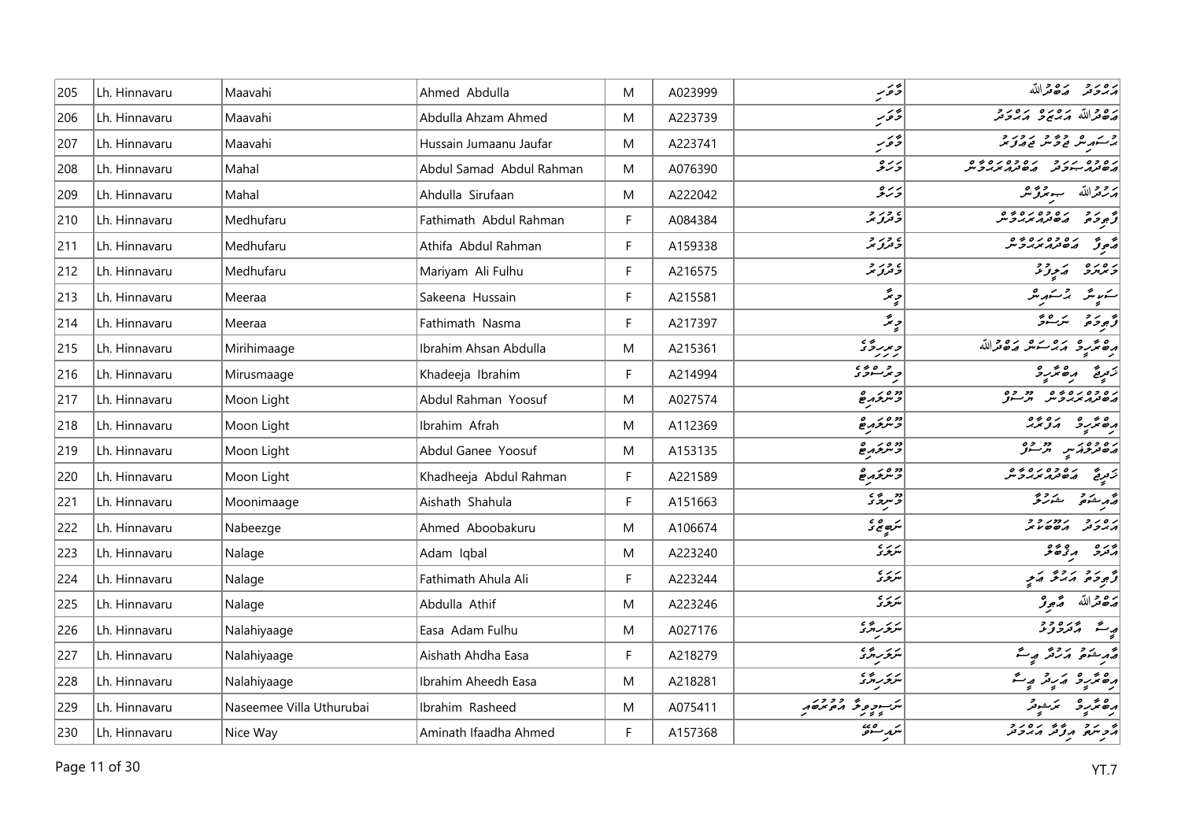| 205 | Lh. Hinnavaru | Maavahi | Ahmed Abdulla | M | A023999 | މާވަހި | އަޙްމަދު އަބްދުﷲ |
|---|---|---|---|---|---|---|---|
| 206 | Lh. Hinnavaru | Maavahi | Abdulla Ahzam Ahmed | M | A223739 | މާވަހި | އަބްދުﷲ އަޙްޒަމް އަޙްމަދު |
| 207 | Lh. Hinnavaru | Maavahi | Hussain Jumaanu Jaufar | M | A223741 | މާވަހި | ހުސައިން ޖުމާނު ޖައުފަރު |
| 208 | Lh. Hinnavaru | Mahal | Abdul Samad Abdul Rahman | M | A076390 | މަހަލް | އަބްދުލްސަމަދު އަބްދުއްރަޙްމާން |
| 209 | Lh. Hinnavaru | Mahal | Ahdulla Sirufaan | M | A222042 | މަހަލް | އަހްދުﷲ ސިރުފާން |
| 210 | Lh. Hinnavaru | Medhufaru | Fathimath Abdul Rahman | F | A084384 | މެދުފަރު | ފާތިމަތު އަބްދުއްރަޙްމާން |
| 211 | Lh. Hinnavaru | Medhufaru | Athifa Abdul Rahman | F | A159338 | މެދުފަރު | އާތިފާ އަބްދުއްރަޙްމާން |
| 212 | Lh. Hinnavaru | Medhufaru | Mariyam Ali Fulhu | F | A216575 | މެދުފަރު | މަރިޔަމް އަލިފުޅު |
| 213 | Lh. Hinnavaru | Meeraa | Sakeena Hussain | F | A215581 | މީރާ | ސަކީނާ ހުސައިން |
| 214 | Lh. Hinnavaru | Meeraa | Fathimath Nasma | F | A217397 | މީރާ | ފާތިމަތު ނަސްމާ |
| 215 | Lh. Hinnavaru | Mirihimaage | Ibrahim Ahsan Abdulla | M | A215361 | މިރިހިމާގެ | އިބްރާހީމް އަޙްސަން އަބްދުﷲ |
| 216 | Lh. Hinnavaru | Mirusmaage | Khadeeja Ibrahim | F | A214994 | މިރުސްމާގެ | ޚަދީޖާ އިބްރާހީމް |
| 217 | Lh. Hinnavaru | Moon Light | Abdul Rahman Yoosuf | M | A027574 | މޫންލައިޓް | އަބްދުއްރަޙްމާން ޔޫސުފް |
| 218 | Lh. Hinnavaru | Moon Light | Ibrahim Afrah | M | A112369 | މޫންލައިޓް | އިބްރާހީމް އަފްރާހް |
| 219 | Lh. Hinnavaru | Moon Light | Abdul Ganee Yoosuf | M | A153135 | މޫންލައިޓް | އަބްދުލްޣަނީ ޔޫސުފް |
| 220 | Lh. Hinnavaru | Moon Light | Khadheeja Abdul Rahman | F | A221589 | މޫންލައިޓް | ޚަދީޖާ އަބްދުއްރަޙްމާން |
| 221 | Lh. Hinnavaru | Moonimaage | Aishath Shahula | F | A151663 | މޫނިމާގެ | އާއިޝަތު ޝަހުލާ |
| 222 | Lh. Hinnavaru | Nabeezge | Ahmed Aboobakuru | M | A106674 | ނަބީޒްގެ | އަޙްމަދު އަބޫބަކުރު |
| 223 | Lh. Hinnavaru | Nalage | Adam Iqbal | M | A223240 | ނަލަގެ | އާދަމް އިޤްބާލް |
| 224 | Lh. Hinnavaru | Nalage | Fathimath Ahula Ali | F | A223244 | ނަލަގެ | ފާތިމަތު އަހުލާ އަލި |
| 225 | Lh. Hinnavaru | Nalage | Abdulla Athif | M | A223246 | ނަލަގެ | އަބްދުﷲ އާތިފް |
| 226 | Lh. Hinnavaru | Nalahiyaage | Easa Adam Fulhu | M | A027176 | ނަލަހިޔާގެ | އީސާ އާދަމްފުޅު |
| 227 | Lh. Hinnavaru | Nalahiyaage | Aishath Ahdha Easa | F | A218279 | ނަލަހިޔާގެ | އާއިޝަތު އަހުދާ އީސާ |
| 228 | Lh. Hinnavaru | Nalahiyaage | Ibrahim Aheedh Easa | M | A218281 | ނަލަހިޔާގެ | އިބްރާހީމް އަހީދު އީސާ |
| 229 | Lh. Hinnavaru | Naseemee Villa Uthurubai | Ibrahim Rasheed | M | A075411 | ނަސީމީވިލާ އުތުރުބައި | އިބްރާހީމް ރަޝީދު |
| 230 | Lh. Hinnavaru | Nice Way | Aminath Ifaadha Ahmed | F | A157368 | ނައިސްވޭ | އާމިނަތު އިފާދާ އަޙްމަދު |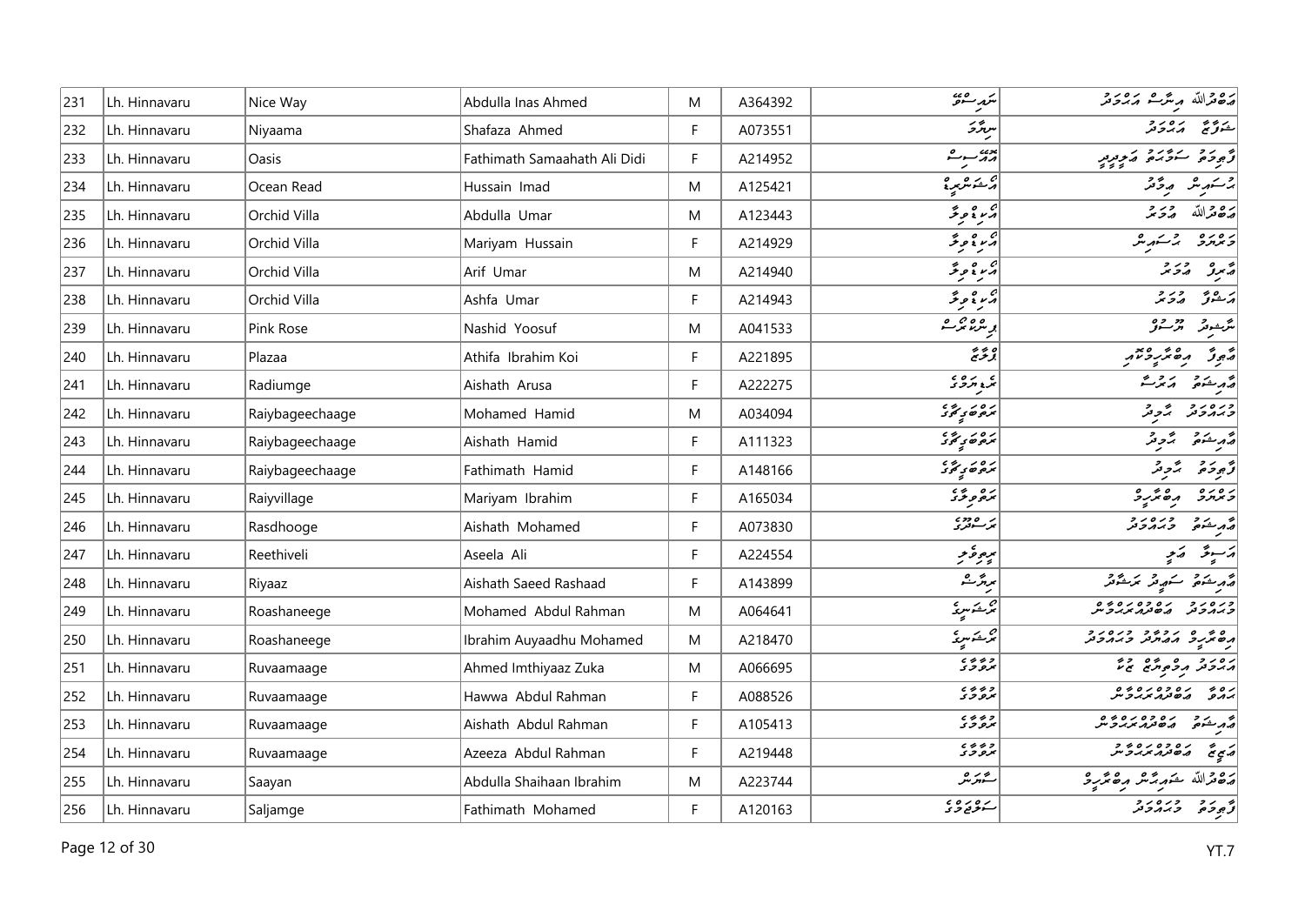| 231 | Lh. Hinnavaru | Nice Way | Abdulla Inas Ahmed | M | A364392 | ނައިސްވޭ | އަބްދުﷲ އިނާސް އަޙްމަދު |
|---|---|---|---|---|---|---|---|
| 232 | Lh. Hinnavaru | Niyaama | Shafaza Ahmed | F | A073551 | ނިޔާމަ | ޝަފާޒާ އަޙްމަދު |
| 233 | Lh. Hinnavaru | Oasis | Fathimath Samaahath Ali Didi | F | A214952 | އޯއެސިސް | ފާތިމަތު ސަމާހަތު ޢަލީދީދީ |
| 234 | Lh. Hinnavaru | Ocean Read | Hussain Imad | M | A125421 | އޯޝަންރީޑް | ޙުސައިން އިމާދު |
| 235 | Lh. Hinnavaru | Orchid Villa | Abdulla Umar | M | A123443 | އޯކިޑްވިލާ | އަބްދުﷲ ޢުމަރު |
| 236 | Lh. Hinnavaru | Orchid Villa | Mariyam Hussain | F | A214929 | އޯކިޑްވިލާ | މަރިޔަމް ޙުސައިން |
| 237 | Lh. Hinnavaru | Orchid Villa | Arif Umar | M | A214940 | އޯކިޑްވިލާ | އާރިފް ޢުމަރު |
| 238 | Lh. Hinnavaru | Orchid Villa | Ashfa Umar | F | A214943 | އޯކިޑްވިލާ | އަޝްފާ ޢުމަރު |
| 239 | Lh. Hinnavaru | Pink Rose | Nashid Yoosuf | M | A041533 | ޕިންކްރޯސް | ނާޝިދު ޔޫސުފް |
| 240 | Lh. Hinnavaru | Plazaa | Athifa Ibrahim Koi | F | A221895 | ޕްލާޒާ | އާތިފާ އިބްރާހިމްކޮއި |
| 241 | Lh. Hinnavaru | Radiumge | Aishath Arusa | F | A222275 | ރޭޑިއަމްގެ | އާއިޝަތު އަރޫސާ |
| 242 | Lh. Hinnavaru | Raiybageechaage | Mohamed Hamid | M | A034094 | ރައްބަގީޗާގެ | މުޙައްމަދު ޙާމިދު |
| 243 | Lh. Hinnavaru | Raiybageechaage | Aishath Hamid | F | A111323 | ރައްބަގީޗާގެ | އާއިޝަތު ޙާމިދު |
| 244 | Lh. Hinnavaru | Raiybageechaage | Fathimath Hamid | F | A148166 | ރައްބަގީޗާގެ | ފާތިމަތު ޙާމިދު |
| 245 | Lh. Hinnavaru | Raiyvillage | Mariyam Ibrahim | F | A165034 | ރައްވިލާގެ | މަރިޔަމް އިބްރާހިމް |
| 246 | Lh. Hinnavaru | Rasdhooge | Aishath Mohamed | F | A073830 | ރަސްދޫގެ | އާއިޝަތު މުޙައްމަދު |
| 247 | Lh. Hinnavaru | Reethiveli | Aseela Ali | F | A224554 | ރީތިވެލި | އަސީލާ ޢަލީ |
| 248 | Lh. Hinnavaru | Riyaaz | Aishath Saeed Rashaad | F | A143899 | ރިޔާޒް | އާއިޝަތު ސަޢީދު ރަޝާދު |
| 249 | Lh. Hinnavaru | Roashaneege | Mohamed Abdul Rahman | M | A064641 | ރޯޝަނީގެ | މުޙައްމަދު އަބްދުއްރަޙްމާން |
| 250 | Lh. Hinnavaru | Roashaneege | Ibrahim Auyaadhu Mohamed | M | A218470 | ރޯޝަނީގެ | އިބްރާހިމް އައުޔާދު މުޙައްމަދު |
| 251 | Lh. Hinnavaru | Ruvaamaage | Ahmed Imthiyaaz Zuka | M | A066695 | ރުވާމާގެ | އަޙްމަދު އިމްތިޔާޒް ޒުކާ |
| 252 | Lh. Hinnavaru | Ruvaamaage | Hawwa Abdul Rahman | F | A088526 | ރުވާމާގެ | ޙައްވާ އަބްދުއްރަޙްމާން |
| 253 | Lh. Hinnavaru | Ruvaamaage | Aishath Abdul Rahman | F | A105413 | ރުވާމާގެ | އާއިޝަތު އަބްދުއްރަޙްމާން |
| 254 | Lh. Hinnavaru | Ruvaamaage | Azeeza Abdul Rahman | F | A219448 | ރުވާމާގެ | ޢަޒީޒާ އަބްދުއްރަޙްމާން |
| 255 | Lh. Hinnavaru | Saayan | Abdulla Shaihaan Ibrahim | M | A223744 | ސާޔަން | އަބްދުﷲ ޝައިހާން އިބްރާހިމް |
| 256 | Lh. Hinnavaru | Saljamge | Fathimath Mohamed | F | A120163 | ސަލްޖަމްގެ | ފާތިމަތު މުޙައްމަދު |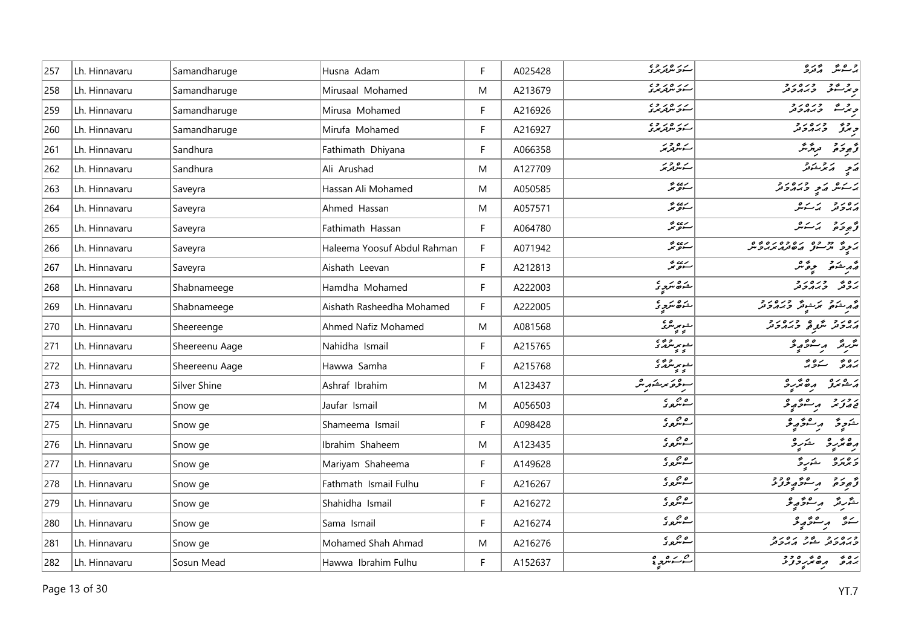| 257 | Lh. Hinnavaru | Samandharuge | Husna Adam | F | A025428 | ސަމަންދަރުގެ | ހުސްނާ އާދަމް |
|---|---|---|---|---|---|---|---|
| 258 | Lh. Hinnavaru | Samandharuge | Mirusaal Mohamed | M | A213679 | ސަމަންދަރުގެ | މިރުސާލް މުޙައްމަދު |
| 259 | Lh. Hinnavaru | Samandharuge | Mirusa Mohamed | F | A216926 | ސަމަންދަރުގެ | މިރުސާ މުޙައްމަދު |
| 260 | Lh. Hinnavaru | Samandharuge | Mirufa Mohamed | F | A216927 | ސަމަންދަރުގެ | މިރުފާ މުޙައްމަދު |
| 261 | Lh. Hinnavaru | Sandhura | Fathimath Dhiyana | F | A066358 | ސަންދުރަ | ފާތިމަތު ދިޔާނާ |
| 262 | Lh. Hinnavaru | Sandhura | Ali Arushad | M | A127709 | ސަންދުރަ | އަލި އަރުޝަދު |
| 263 | Lh. Hinnavaru | Saveyra | Hassan Ali Mohamed | M | A050585 | ސަވޭރާ | ހަސަން އަލި މުޙައްމަދު |
| 264 | Lh. Hinnavaru | Saveyra | Ahmed Hassan | M | A057571 | ސަވޭރާ | އަޙްމަދު ހަސަން |
| 265 | Lh. Hinnavaru | Saveyra | Fathimath Hassan | F | A064780 | ސަވޭރާ | ފާތިމަތު ހަސަން |
| 266 | Lh. Hinnavaru | Saveyra | Haleema Yoosuf Abdul Rahman | F | A071942 | ސަވޭރާ | ހަލީމާ ޔޫސުފް އަބްދުއްރަޙްމާން |
| 267 | Lh. Hinnavaru | Saveyra | Aishath Leevan | F | A212813 | ސަވޭރާ | އާއިޝަތު ލީވާން |
| 268 | Lh. Hinnavaru | Shabnameege | Hamdha Mohamed | F | A222003 | ޝަބްނަމީގެ | ހަމްދާ މުޙައްމަދު |
| 269 | Lh. Hinnavaru | Shabnameege | Aishath Rasheedha Mohamed | F | A222005 | ޝަބްނަމީގެ | އާއިޝަތު ރަޝީދާ މުޙައްމަދު |
| 270 | Lh. Hinnavaru | Sheereenge | Ahmed Nafiz Mohamed | M | A081568 | ޝީރީންގެ | އަޙްމަދު ނާފިޒް މުޙައްމަދު |
| 271 | Lh. Hinnavaru | Sheereenu Aage | Nahidha Ismail | F | A215765 | ޝީރީނުއާގެ | ނާހިދާ އިސްމާޢީލް |
| 272 | Lh. Hinnavaru | Sheereenu Aage | Hawwa Samha | F | A215768 | ޝީރީނުއާގެ | ހައްވާ ސަމްހާ |
| 273 | Lh. Hinnavaru | Silver Shine | Ashraf Ibrahim | M | A123437 | ސިލްވަރ ޝައިން | އަޝްރަފް އިބްރާހީމް |
| 274 | Lh. Hinnavaru | Snow ge | Jaufar Ismail | M | A056503 | ސްނޯގެ | ޖައުފަރު އިސްމާޢީލް |
| 275 | Lh. Hinnavaru | Snow ge | Shameema Ismail | F | A098428 | ސްނޯގެ | ޝަމީމާ އިސްމާޢީލް |
| 276 | Lh. Hinnavaru | Snow ge | Ibrahim Shaheem | M | A123435 | ސްނޯގެ | އިބްރާހީމް ޝަހީމް |
| 277 | Lh. Hinnavaru | Snow ge | Mariyam Shaheema | F | A149628 | ސްނޯގެ | މަރިޔަމް ޝަހީމާ |
| 278 | Lh. Hinnavaru | Snow ge | Fathmath Ismail Fulhu | F | A216267 | ސްނޯގެ | ފާތިމަތު އިސްމާޢީލްފުޅު |
| 279 | Lh. Hinnavaru | Snow ge | Shahidha Ismail | F | A216272 | ސްނޯގެ | ޝާހިދާ އިސްމާޢީލް |
| 280 | Lh. Hinnavaru | Snow ge | Sama Ismail | F | A216274 | ސްނޯގެ | ސަމާ އިސްމާޢީލް |
| 281 | Lh. Hinnavaru | Snow ge | Mohamed Shah Ahmad | M | A216276 | ސްނޯގެ | މުޙައްމަދު ޝާހް އަޙްމަދު |
| 282 | Lh. Hinnavaru | Sosun Mead | Hawwa Ibrahim Fulhu | F | A152637 | ސޮސަންމީޑް | ހައްވާ އިބްރާހީމްފުޅު |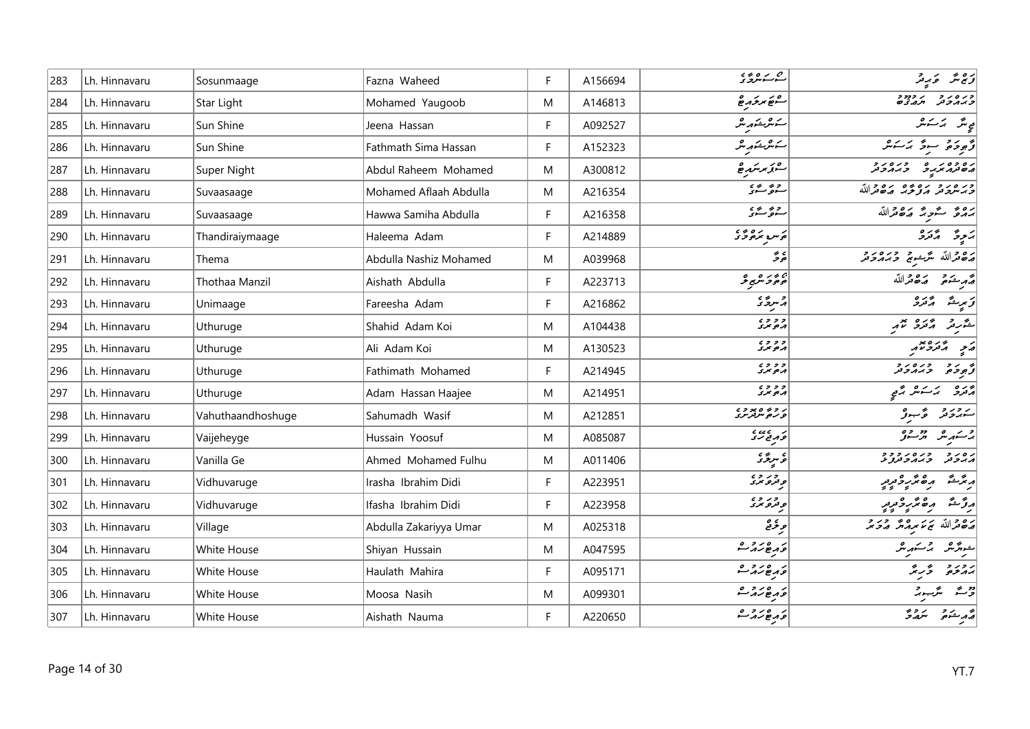| 283 | Lh. Hinnavaru | Sosunmaage | Fazna Waheed | F | A156694 | ސޯސަންމާގެ | ފަޒްނާ ވަހީދު |
|---|---|---|---|---|---|---|---|
| 284 | Lh. Hinnavaru | Star Light | Mohamed Yaugoob | M | A146813 | ސްޓަރލައިޓް | މުހައްމަދު ޔައުގޫބު |
| 285 | Lh. Hinnavaru | Sun Shine | Jeena Hassan | F | A092527 | ސަންޝައިން | ޖީނާ ހަސަން |
| 286 | Lh. Hinnavaru | Sun Shine | Fathmath Sima Hassan | F | A152323 | ސަންޝައިން | ފާތިމަތު ސީމާ ހަސަން |
| 287 | Lh. Hinnavaru | Super Night | Abdul Raheem Mohamed | M | A300812 | ސުޕަރނައިޓް | އަބްދުއްރަޙީމް މުހައްމަދު |
| 288 | Lh. Hinnavaru | Suvaasaage | Mohamed Aflaah Abdulla | M | A216354 | ސުވާސާގެ | މުހަންމަދު އަފްލާޙް އަބްދުالله |
| 289 | Lh. Hinnavaru | Suvaasaage | Hawwa Samiha Abdulla | F | A216358 | ސުވާސާގެ | ހައްވާ ސާމިހާ އަބްދުالله |
| 290 | Lh. Hinnavaru | Thandiraiymaage | Haleema Adam | F | A214889 | ތަނދިރައްމާގެ | ހަލީމާ އާދަމް |
| 291 | Lh. Hinnavaru | Thema | Abdulla Nashiz Mohamed | M | A039968 | ތެމާ | އަބްދުالله ނާޝިޒް މުހައްމަދު |
| 292 | Lh. Hinnavaru | Thothaa Manzil | Aishath Abdulla | F | A223713 | ތޮތާމަންޒިލް | އާއިޝަތު އަބްދުالله |
| 293 | Lh. Hinnavaru | Unimaage | Fareesha Adam | F | A216862 | އުނިމާގެ | ފަރީޝާ އާދަމް |
| 294 | Lh. Hinnavaru | Uthuruge | Shahid Adam Koi | M | A104438 | އުތުރުގެ | ޝާހިދު އާދަމް ކޮއި |
| 295 | Lh. Hinnavaru | Uthuruge | Ali Adam Koi | M | A130523 | އުތުރުގެ | އަލި އާދަމްކޮއި |
| 296 | Lh. Hinnavaru | Uthuruge | Fathimath Mohamed | F | A214945 | އުތުރުގެ | ފާތިމަތު މުހައްމަދު |
| 297 | Lh. Hinnavaru | Uthuruge | Adam Hassan Haajee | M | A214951 | އުތުރުގެ | އާދަމް ހަސަން ހާޖީ |
| 298 | Lh. Hinnavaru | Vahuthaandhoshuge | Sahumadh Wasif | M | A212851 | ވަހުތާންދޮށުގެ | ސަހުމަދު ވާސިފް |
| 299 | Lh. Hinnavaru | Vaijeheyge | Hussain Yoosuf | M | A085087 | ވައިޖެހޭގެ | ހުސައިން ޔޫސުފް |
| 300 | Lh. Hinnavaru | Vanilla Ge | Ahmed Mohamed Fulhu | M | A011406 | ވެނިލާގެ | އަހްމަދު މުހައްމަދުފުޅު |
| 301 | Lh. Hinnavaru | Vidhuvaruge | Irasha Ibrahim Didi | F | A223951 | ވިދުވަރުގެ | އިރާޝާ އިބްރާހީމްދީދީ |
| 302 | Lh. Hinnavaru | Vidhuvaruge | Ifasha Ibrahim Didi | F | A223958 | ވިދުވަރުގެ | އިފާޝާ އިބްރާހީމްދީދީ |
| 303 | Lh. Hinnavaru | Village | Abdulla Zakariyya Umar | M | A025318 | ވިލެޖް | އަބްދުالله ޒަކަރިއްޔާ އުމަރު |
| 304 | Lh. Hinnavaru | White House | Shiyan Hussain | M | A047595 | ވައިޓްހައުސް | ޝިޔާން ހުސައިން |
| 305 | Lh. Hinnavaru | White House | Haulath Mahira | F | A095171 | ވައިޓްހައުސް | ހައުލަތު މާހިރާ |
| 306 | Lh. Hinnavaru | White House | Moosa Nasih | M | A099301 | ވައިޓްހައުސް | މޫސާ ނާސިހު |
| 307 | Lh. Hinnavaru | White House | Aishath Nauma | F | A220650 | ވައިޓްހައުސް | އާއިޝަތު ނައުމާ |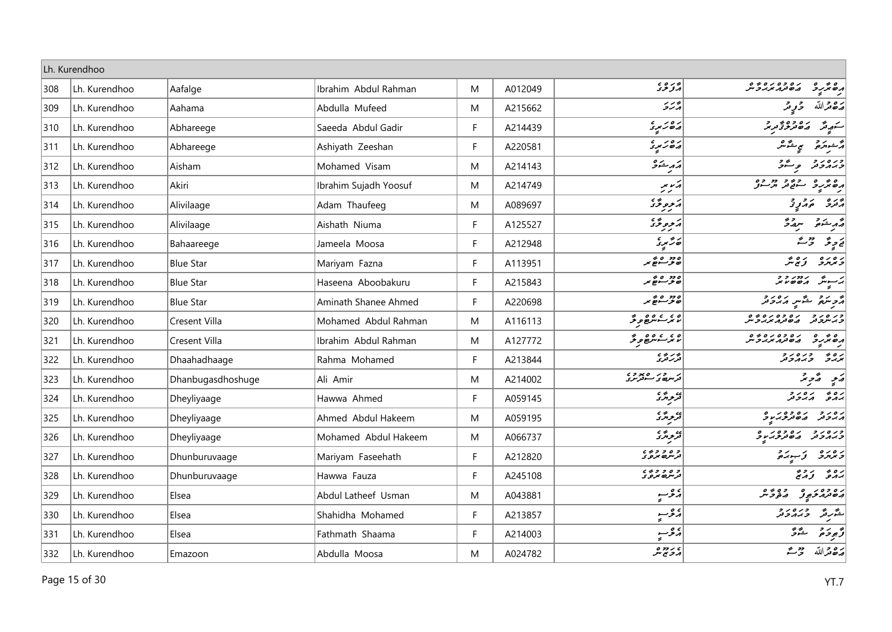| Lh. Kurendhoo | | | | | | | |
|---|---|---|---|---|---|---|---|
| 308 | Lh. Kurendhoo | Aafalge | Ibrahim Abdul Rahman | M | A012049 | އާފަލްގެ | އިބްރާހީމް އަބްދުއްރަޙްމާން |
| 309 | Lh. Kurendhoo | Aahama | Abdulla Mufeed | M | A215662 | އާހަމަ | އަބްދުﷲ މުފީދު |
| 310 | Lh. Kurendhoo | Abhareege | Saeeda Abdul Gadir | F | A214439 | އަބްހަރީގެ | ސައީދާ އަބްދުލްޤާދިރު |
| 311 | Lh. Kurendhoo | Abhareege | Ashiyath Zeeshan | F | A220581 | އަބްހަރީގެ | އާސިޔަތު ޒީޝާން |
| 312 | Lh. Kurendhoo | Aisham | Mohamed Visam | M | A214143 | އައިޝަމް | މުޙައްމަދު ވިސާމް |
| 313 | Lh. Kurendhoo | Akiri | Ibrahim Sujadh Yoosuf | M | A214749 | އަކިރި | އިބްރާހީމް ސުޖާދު ޔޫސުފް |
| 314 | Lh. Kurendhoo | Alivilaage | Adam Thaufeeg | M | A089697 | އަލިވިލާގެ | އާދަމް ތައުފީގު |
| 315 | Lh. Kurendhoo | Alivilaage | Aishath Niuma | F | A125527 | އަލިވިލާގެ | އައިޝަތު ނިއުމާ |
| 316 | Lh. Kurendhoo | Bahaareege | Jameela Moosa | F | A212948 | ބަހާރީގެ | ޖަމީލާ މޫސާ |
| 317 | Lh. Kurendhoo | Blue Star | Mariyam Fazna | F | A113951 | ބްލޫސްޓާރ | މަރިޔަމް ފަޒްނާ |
| 318 | Lh. Kurendhoo | Blue Star | Haseena Aboobakuru | F | A215843 | ބްލޫސްޓާރ | ހަސީނާ އަބޫބަކުރު |
| 319 | Lh. Kurendhoo | Blue Star | Aminath Shanee Ahmed | F | A220698 | ބްލޫސްޓާރ | އާމިނަތު ޝާނީ އަޙްމަދު |
| 320 | Lh. Kurendhoo | Cresent Villa | Mohamed Abdul Rahman | M | A116113 | ކްރެސެންޓްވިލާ | މުޙައްމަދު އަބްދުއްރަޙްމާން |
| 321 | Lh. Kurendhoo | Cresent Villa | Ibrahim Abdul Rahman | M | A127772 | ކްރެސެންޓްވިލާ | އިބްރާހީމް އަބްދުއްރަޙްމާން |
| 322 | Lh. Kurendhoo | Dhaahadhaage | Rahma Mohamed | F | A213844 | ދާހަދާގެ | ރަޙްމާ މުޙައްމަދު |
| 323 | Lh. Kurendhoo | Dhanbugasdhoshuge | Ali Amir | M | A214002 | ދަނބުގަސްދޮށުގެ | އަލި އާމިރު |
| 324 | Lh. Kurendhoo | Dheyliyaage | Hawwa Ahmed | F | A059145 | ދޭލިޔާގެ | ހައްވާ އަޙްމަދު |
| 325 | Lh. Kurendhoo | Dheyliyaage | Ahmed Abdul Hakeem | M | A059195 | ދޭލިޔާގެ | އަޙްމަދު އަބްދުލްޙަކީމް |
| 326 | Lh. Kurendhoo | Dheyliyaage | Mohamed Abdul Hakeem | M | A066737 | ދޭލިޔާގެ | މުޙައްމަދު އަބްދުލްޙަކީމް |
| 327 | Lh. Kurendhoo | Dhunburuvaage | Mariyam Faseehath | F | A212820 | ދުނބުރުވާގެ | މަރިޔަމް ފަސީހަތު |
| 328 | Lh. Kurendhoo | Dhunburuvaage | Hawwa Fauza | F | A245108 | ދުނބުރުވާގެ | ހައްވާ ފައުޒާ |
| 329 | Lh. Kurendhoo | Elsea | Abdul Latheef Usman | M | A043881 | އެލްސީ | އަބްދުއްލަޠީފު އުސްމާން |
| 330 | Lh. Kurendhoo | Elsea | Shahidha Mohamed | F | A213857 | އެލްސީ | ޝާހިދާ މުޙައްމަދު |
| 331 | Lh. Kurendhoo | Elsea | Fathmath Shaama | F | A214003 | އެލްސީ | ފާތިމަތު ޝާމާ |
| 332 | Lh. Kurendhoo | Emazoon | Abdulla Moosa | M | A024782 | އެމަޒޫން | އަބްދުﷲ މޫސާ |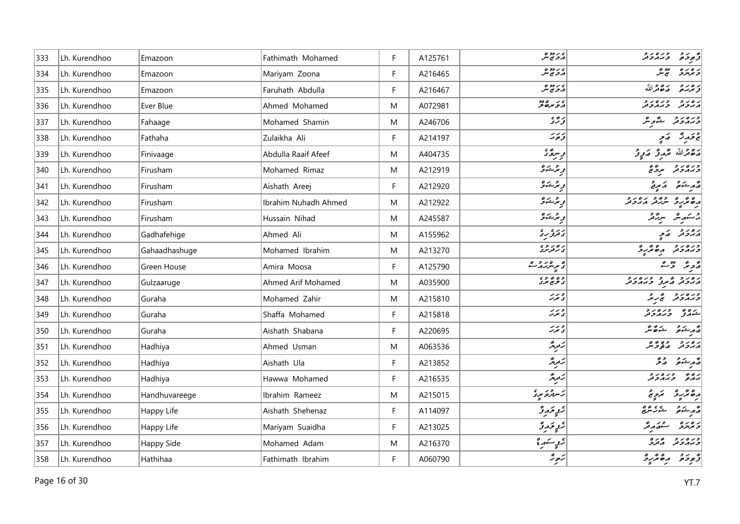| 333 | Lh. Kurendhoo | Emazoon | Fathimath Mohamed | F | A125761 | އެމަޒޫން | ފާތިމަތު މުހައްމަދު |
|---|---|---|---|---|---|---|---|
| 334 | Lh. Kurendhoo | Emazoon | Mariyam Zoona | F | A216465 | އެމަޒޫން | މަރިޔަމް ޒޫނާ |
| 335 | Lh. Kurendhoo | Emazoon | Faruhath Abdulla | F | A216467 | އެމަޒޫން | ފަރުހަތު އަބްދުﷲ |
| 336 | Lh. Kurendhoo | Ever Blue | Ahmed Mohamed | M | A072981 | އެވަރބްލޫ | އަހްމަދު މުހައްމަދު |
| 337 | Lh. Kurendhoo | Fahaage | Mohamed Shamin | M | A246706 | ފަހާގެ | މުހައްމަދު ޝާމިން |
| 338 | Lh. Kurendhoo | Fathaha | Zulaikha Ali | F | A214197 | ފަތަހަ | ޒުލައިޚާ އަލި |
| 339 | Lh. Kurendhoo | Finivaage | Abdulla Raaif Afeef | M | A404735 | ފިނިވާގެ | އަބްދުﷲ ރާއިފް އަފީފް |
| 340 | Lh. Kurendhoo | Firusham | Mohamed Rimaz | M | A212919 | ފިރުޝަމް | މުހައްމަދު ރިމާޒް |
| 341 | Lh. Kurendhoo | Firusham | Aishath Areej | F | A212920 | ފިރުޝަމް | އާއިޝަތު އަރީޖު |
| 342 | Lh. Kurendhoo | Firusham | Ibrahim Nuhadh Ahmed | M | A212922 | ފިރުޝަމް | އިބްރާހީމް ނުހާދު އަހްމަދު |
| 343 | Lh. Kurendhoo | Firusham | Hussain Nihad | M | A245587 | ފިރުޝަމް | ހުސައިން ނިހާދު |
| 344 | Lh. Kurendhoo | Gadhafehige | Ahmed Ali | M | A155962 | ގަދަފެހިގެ | އަހްމަދު އަލި |
| 345 | Lh. Kurendhoo | Gahaadhashuge | Mohamed Ibrahim | M | A213270 | ގަހާދަޝުގެ | މުހައްމަދު އިބްރާހީމް |
| 346 | Lh. Kurendhoo | Green House | Amira Moosa | F | A125790 | ގުރީންހައުސް | އާމިރާ މޫސާ |
| 347 | Lh. Kurendhoo | Gulzaaruge | Ahmed Arif Mohamed | M | A035900 | ގުލްޒާރުގެ | އަހްމަދު އާރިފު މުހައްމަދު |
| 348 | Lh. Kurendhoo | Guraha | Mohamed Zahir | M | A215810 | ގުރަހަ | މުހައްމަދު ޒާހިރު |
| 349 | Lh. Kurendhoo | Guraha | Shaffa Mohamed | F | A215818 | ގުރަހަ | ޝައްފާ މުހައްމަދު |
| 350 | Lh. Kurendhoo | Guraha | Aishath Shabana | F | A220695 | ގުރަހަ | އާއިޝަތު ޝަބާނާ |
| 351 | Lh. Kurendhoo | Hadhiya | Ahmed Usman | M | A063536 | ހަދިޔާ | އަހްމަދު އުސްމާން |
| 352 | Lh. Kurendhoo | Hadhiya | Aishath Ula | F | A213852 | ހަދިޔާ | އާއިޝަތު އުލާ |
| 353 | Lh. Kurendhoo | Hadhiya | Hawwa Mohamed | F | A216535 | ހަދިޔާ | ހައްވާ މުހައްމަދު |
| 354 | Lh. Kurendhoo | Handhuvareege | Ibrahim Rameez | M | A215015 | ހަނދުވަރީގެ | އިބްރާހީމް ރަމީޒު |
| 355 | Lh. Kurendhoo | Happy Life | Aishath Shehenaz | F | A114097 | ހެޕީލައިފް | އާއިޝަތު ޝެހެނާޒް |
| 356 | Lh. Kurendhoo | Happy Life | Mariyam Suaidha | F | A213025 | ހެޕީލައިފް | މަރިޔަމް ސުއައިދާ |
| 357 | Lh. Kurendhoo | Happy Side | Mohamed Adam | M | A216370 | ހެޕީސައިޑް | މުހައްމަދު އާދަމް |
| 358 | Lh. Kurendhoo | Hathihaa | Fathimath Ibrahim | F | A060790 | ހަތިހާ | ފާތިމަތު އިބްރާހީމް |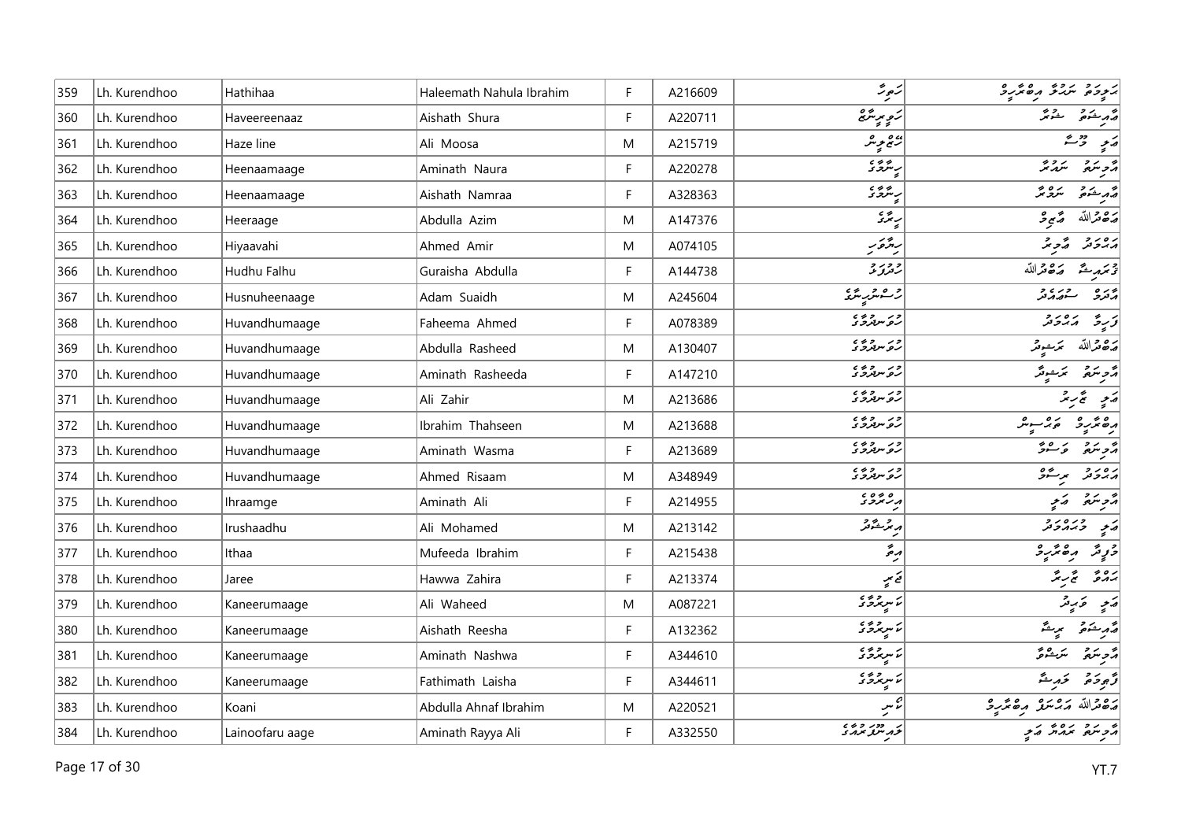| 359 | Lh. Kurendhoo | Hathihaa | Haleemath Nahula Ibrahim | F | A216609 | ހަތިހާ | ހަލީމަތު ނަހުލާ އިބްރާހީމް |
|---|---|---|---|---|---|---|---|
| 360 | Lh. Kurendhoo | Haveereenaaz | Aishath Shura | F | A220711 | ހަވީރީނާޒް | އައިޝަތު ޝޫރާ |
| 361 | Lh. Kurendhoo | Haze line | Ali Moosa | M | A215719 | ހޭޒްލައިން | އަލި މޫސާ |
| 362 | Lh. Kurendhoo | Heenaamaage | Aminath Naura | F | A220278 | ހީނާމާގެ | އާމިނަތު ނައުރާ |
| 363 | Lh. Kurendhoo | Heenaamaage | Aishath Namraa | F | A328363 | ހީނާމާގެ | އައިޝަތު ނަމްރާ |
| 364 | Lh. Kurendhoo | Heeraage | Abdulla Azim | M | A147376 | ހީރާގެ | އަބްދުﷲ އާޒިމް |
| 365 | Lh. Kurendhoo | Hiyaavahi | Ahmed Amir | M | A074105 | ހިޔާވަހި | އަހުމަދު އާމިރު |
| 366 | Lh. Kurendhoo | Hudhu Falhu | Guraisha Abdulla | F | A144738 | ހުދުފަޅު | ގުރައިޝާ އަބްދުﷲ |
| 367 | Lh. Kurendhoo | Husnuheenaage | Adam Suaidh | M | A245604 | ހުސްނުހީނާގެ | އާދަމް ސުއައިދު |
| 368 | Lh. Kurendhoo | Huvandhumaage | Faheema Ahmed | F | A078389 | ހުވަނދުމާގެ | ފަހީމާ އަހުމަދު |
| 369 | Lh. Kurendhoo | Huvandhumaage | Abdulla Rasheed | M | A130407 | ހުވަނދުމާގެ | އަބްދުﷲ ރަޝީދު |
| 370 | Lh. Kurendhoo | Huvandhumaage | Aminath Rasheeda | F | A147210 | ހުވަނދުމާގެ | އާމިނަތު ރަޝީދާ |
| 371 | Lh. Kurendhoo | Huvandhumaage | Ali Zahir | M | A213686 | ހުވަނދުމާގެ | އަލި ޒާހިރު |
| 372 | Lh. Kurendhoo | Huvandhumaage | Ibrahim Thahseen | M | A213688 | ހުވަނދުމާގެ | އިބްރާހީމް ތަހްސީން |
| 373 | Lh. Kurendhoo | Huvandhumaage | Aminath Wasma | F | A213689 | ހުވަނދުމާގެ | އާމިނަތު ވަސްމާ |
| 374 | Lh. Kurendhoo | Huvandhumaage | Ahmed Risaam | M | A348949 | ހުވަނދުމާގެ | އަހުމަދު ރިސާމް |
| 375 | Lh. Kurendhoo | Ihraamge | Aminath Ali | F | A214955 | އިހްރާމްގެ | އާމިނަތު އަލި |
| 376 | Lh. Kurendhoo | Irushaadhu | Ali Mohamed | M | A213142 | އިރުޝާދު | އަލި މުހައްމަދު |
| 377 | Lh. Kurendhoo | Ithaa | Mufeeda Ibrahim | F | A215438 | އިތާ | މުފީދާ އިބްރާހީމް |
| 378 | Lh. Kurendhoo | Jaree | Hawwa Zahira | F | A213374 | ޖަރީ | ހައްވާ ޒާހިރާ |
| 379 | Lh. Kurendhoo | Kaneerumaage | Ali Waheed | M | A087221 | ކަނީރުމާގެ | އަލި ވަހީދު |
| 380 | Lh. Kurendhoo | Kaneerumaage | Aishath Reesha | F | A132362 | ކަނީރުމާގެ | އައިޝަތު ރީޝާ |
| 381 | Lh. Kurendhoo | Kaneerumaage | Aminath Nashwa | F | A344610 | ކަނީރުމާގެ | އާމިނަތު ނަޝްވާ |
| 382 | Lh. Kurendhoo | Kaneerumaage | Fathimath Laisha | F | A344611 | ކަނީރުމާގެ | ފާތިމަތު ލައިޝާ |
| 383 | Lh. Kurendhoo | Koani | Abdulla Ahnaf Ibrahim | M | A220521 | ކޯނި | އަބްދުﷲ އަހްނަފް އިބްރާހީމް |
| 384 | Lh. Kurendhoo | Lainoofaru aage | Aminath Rayya Ali | F | A332550 | ލައިނޫފަރު އާގެ | އާމިނަތު ރައްޔާ އަލި |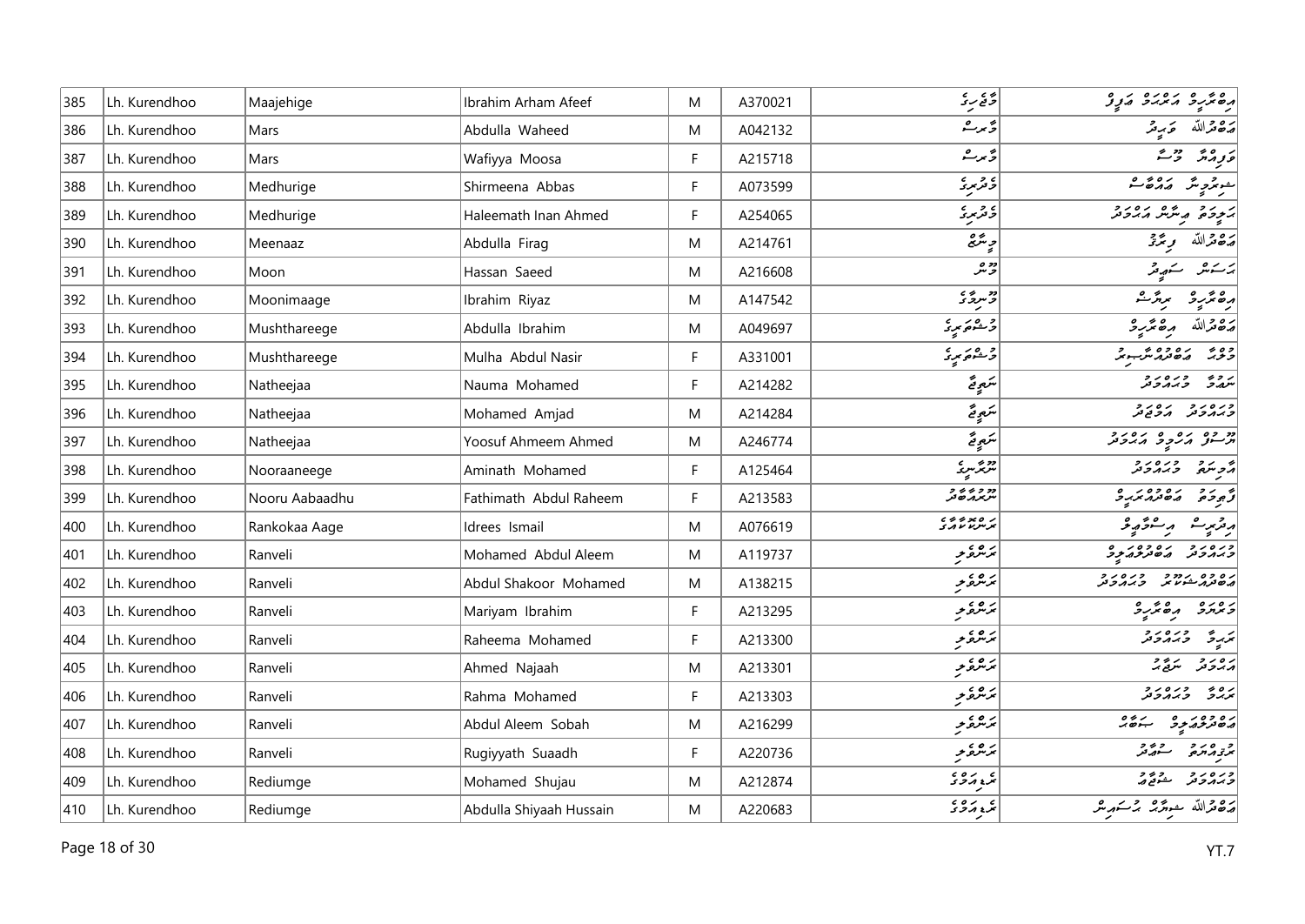| 385 | Lh. Kurendhoo | Maajehige | Ibrahim Arham Afeef | M | A370021 | މާޖެހިގެ | އިބްރާހީމް އަރްހަމް އަފީފް |
|---|---|---|---|---|---|---|---|
| 386 | Lh. Kurendhoo | Mars | Abdulla Waheed | M | A042132 | މާރސް | އަބްދުﷲ ވަހީދު |
| 387 | Lh. Kurendhoo | Mars | Wafiyya Moosa | F | A215718 | މާރސް | ވަފިއްޔާ މޫސާ |
| 388 | Lh. Kurendhoo | Medhurige | Shirmeena Abbas | F | A073599 | މެދުރިގެ | ޝިރްމީނާ އައްބާސް |
| 389 | Lh. Kurendhoo | Medhurige | Haleemath Inan Ahmed | F | A254065 | މެދުރިގެ | ހަލީމަތު އިނާން އަހުމަދު |
| 390 | Lh. Kurendhoo | Meenaaz | Abdulla Firag | M | A214761 | މީނާޒް | އަބްދުﷲ ފިރާގު |
| 391 | Lh. Kurendhoo | Moon | Hassan Saeed | M | A216608 | މޫން | ހަސަން ސައީދު |
| 392 | Lh. Kurendhoo | Moonimaage | Ibrahim Riyaz | M | A147542 | މޫނިމާގެ | އިބްރާހީމް ރިޔާޒް |
| 393 | Lh. Kurendhoo | Mushthareege | Abdulla Ibrahim | M | A049697 | މުޝްތަރީގެ | އަބްދުﷲ އިބްރާހީމް |
| 394 | Lh. Kurendhoo | Mushthareege | Mulha Abdul Nasir | F | A331001 | މުޝްތަރީގެ | މުލްހާ އަބްދުލްނާސިރު |
| 395 | Lh. Kurendhoo | Natheejaa | Nauma Mohamed | F | A214282 | ނަތީޖާ | ނައުމާ މުހައްމަދު |
| 396 | Lh. Kurendhoo | Natheejaa | Mohamed Amjad | M | A214284 | ނަތީޖާ | މުހައްމަދު އަމްޖަދު |
| 397 | Lh. Kurendhoo | Natheejaa | Yoosuf Ahmeem Ahmed | M | A246774 | ނަތީޖާ | ޔޫސުފް އަހުމީމް އަހުމަދު |
| 398 | Lh. Kurendhoo | Nooraaneege | Aminath Mohamed | F | A125464 | ނޫރާނީގެ | އާމިނަތު މުހައްމަދު |
| 399 | Lh. Kurendhoo | Nooru Aabaadhu | Fathimath Abdul Raheem | F | A213583 | ނޫރުއާބާދު | ފާތިމަތު އަބްދުއްރަޙީމް |
| 400 | Lh. Kurendhoo | Rankokaa Aage | Idrees Ismail | M | A076619 | ރަންކޮކާއާގެ | އިދްރީސް އިސްމާއީލް |
| 401 | Lh. Kurendhoo | Ranveli | Mohamed Abdul Aleem | M | A119737 | ރަންވެލި | މުހައްމަދު އަބްދުލްޢަލީމް |
| 402 | Lh. Kurendhoo | Ranveli | Abdul Shakoor Mohamed | M | A138215 | ރަންވެލި | އަބްދުއްޝަކޫރު މުހައްމަދު |
| 403 | Lh. Kurendhoo | Ranveli | Mariyam Ibrahim | F | A213295 | ރަންވެލި | މަރިޔަމް އިބްރާހީމް |
| 404 | Lh. Kurendhoo | Ranveli | Raheema Mohamed | F | A213300 | ރަންވެލި | ރަޙީމާ މުހައްމަދު |
| 405 | Lh. Kurendhoo | Ranveli | Ahmed Najaah | M | A213301 | ރަންވެލި | އަހުމަދު ނަޖާހު |
| 406 | Lh. Kurendhoo | Ranveli | Rahma Mohamed | F | A213303 | ރަންވެލި | ރަހުމާ މުހައްމަދު |
| 407 | Lh. Kurendhoo | Ranveli | Abdul Aleem Sobah | M | A216299 | ރަންވެލި | އަބްދުލްޢަލީމް ސޮބާހް |
| 408 | Lh. Kurendhoo | Ranveli | Rugiyyath Suaadh | F | A220736 | ރަންވެލި | ރުގިއްޔަތު ސުޢާދު |
| 409 | Lh. Kurendhoo | Rediumge | Mohamed Shujau | M | A212874 | ރެޑިއަމްގެ | މުހައްމަދު ޝުޖާޢު |
| 410 | Lh. Kurendhoo | Rediumge | Abdulla Shiyaah Hussain | M | A220683 | ރެޑިއަމްގެ | އަބްދުﷲ ޝިޔާހް ހުސައިން |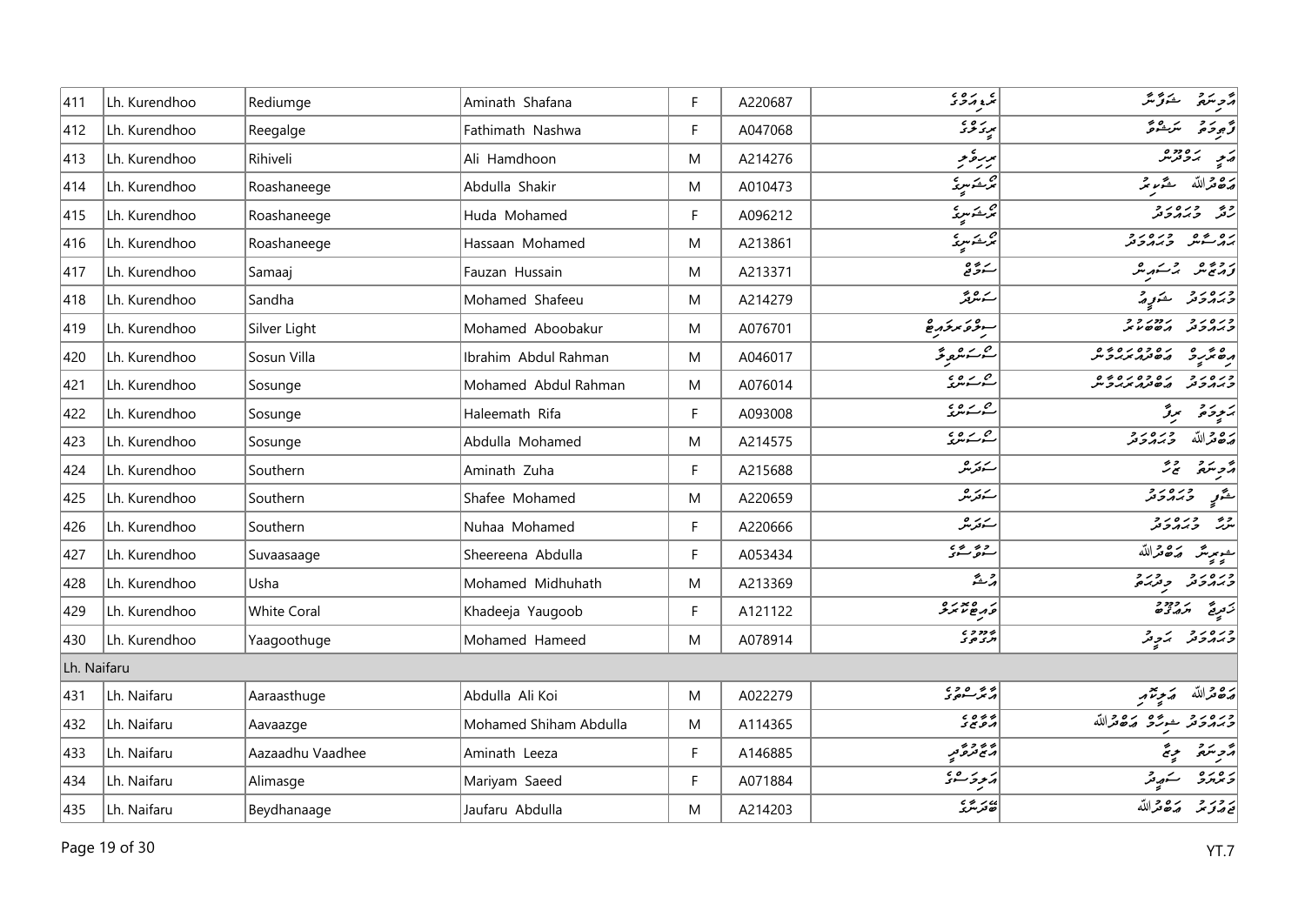| 411 | Lh. Kurendhoo | Rediumge | Aminath Shafana | F | A220687 | ރެޑިއުމްގެ | އާމިނަތު ޝަފާނާ |
|---|---|---|---|---|---|---|---|
| 412 | Lh. Kurendhoo | Reegalge | Fathimath Nashwa | F | A047068 | ރީގަލްގެ | ފާތިމަތު ނަޝްވާ |
| 413 | Lh. Kurendhoo | Rihiveli | Ali Hamdhoon | M | A214276 | ރިހިވެލި | އަލި ހަމްދޫން |
| 414 | Lh. Kurendhoo | Roashaneege | Abdulla Shakir | M | A010473 | ރޯޝަނީގެ | އަބްދުﷲ ޝާކިރު |
| 415 | Lh. Kurendhoo | Roashaneege | Huda Mohamed | F | A096212 | ރޯޝަނީގެ | ހުދާ މުހައްމަދު |
| 416 | Lh. Kurendhoo | Roashaneege | Hassaan Mohamed | M | A213861 | ރޯޝަނީގެ | ހައްސާން މުހައްމަދު |
| 417 | Lh. Kurendhoo | Samaaj | Fauzan Hussain | M | A213371 | ސަމާޖް | ފައުޒާން ހުސައިން |
| 418 | Lh. Kurendhoo | Sandha | Mohamed Shafeeu | M | A214279 | ސަންދާ | މުހައްމަދު ޝަފީޢު |
| 419 | Lh. Kurendhoo | Silver Light | Mohamed Aboobakur | M | A076701 | ސިލްވަރލައިޓް | މުހައްމަދު އަބޫބަކުރު |
| 420 | Lh. Kurendhoo | Sosun Villa | Ibrahim Abdul Rahman | M | A046017 | ސޮސުންވިލާ | އިބްރާހިމް އަބްދުއްރަޙްމާން |
| 421 | Lh. Kurendhoo | Sosunge | Mohamed Abdul Rahman | M | A076014 | ސޮސުންގެ | މުހައްމަދު އަބްދުއްރަޙްމާން |
| 422 | Lh. Kurendhoo | Sosunge | Haleemath Rifa | F | A093008 | ސޮސުންގެ | ހަލީމަތު ރިފާ |
| 423 | Lh. Kurendhoo | Sosunge | Abdulla Mohamed | M | A214575 | ސޮސުންގެ | އަބްދުﷲ މުހައްމަދު |
| 424 | Lh. Kurendhoo | Southern | Aminath Zuha | F | A215688 | ސަދަރން | އާމިނަތު ޒުހާ |
| 425 | Lh. Kurendhoo | Southern | Shafee Mohamed | M | A220659 | ސަދަރން | ޝާފީ މުހައްމަދު |
| 426 | Lh. Kurendhoo | Southern | Nuhaa Mohamed | F | A220666 | ސަދަރން | ނުހާ މުހައްމަދު |
| 427 | Lh. Kurendhoo | Suvaasaage | Sheereena Abdulla | F | A053434 | ސުވާސާގެ | ޝީރީނާ އަބްދުﷲ |
| 428 | Lh. Kurendhoo | Usha | Mohamed Midhuhath | M | A213369 | އުޝާ | މުހައްމަދު މިދުހަތު |
| 429 | Lh. Kurendhoo | White Coral | Khadeeja Yaugoob | F | A121122 | ވައިޓްކޯރަލް | ޚަދީޖާ ޔަޢުޤޫބު |
| 430 | Lh. Kurendhoo | Yaagoothuge | Mohamed Hameed | M | A078914 | ޔާގޫތުގެ | މުހައްމަދު ހަމީދު |
| Lh. Naifaru | | | | | | | |
| 431 | Lh. Naifaru | Aaraasthuge | Abdulla Ali Koi | M | A022279 | އާރާސްތުގެ | އަބްދުﷲ އަލިކޮއި |
| 432 | Lh. Naifaru | Aavaazge | Mohamed Shiham Abdulla | M | A114365 | އާވާޒްގެ | މުހައްމަދު ޝިހާމް އަބްދުﷲ |
| 433 | Lh. Naifaru | Aazaadhu Vaadhee | Aminath Leeza | F | A146885 | އާޒާދުވާދީ | އާމިނަތު ލީޒާ |
| 434 | Lh. Naifaru | Alimasge | Mariyam Saeed | F | A071884 | އަލިމަސްގެ | މަރިޔަމް ސަޢީދު |
| 435 | Lh. Naifaru | Beydhanaage | Jaufaru Abdulla | M | A214203 | ބޭދަނާގެ | ޖަޢުފަރު އަބްދުﷲ |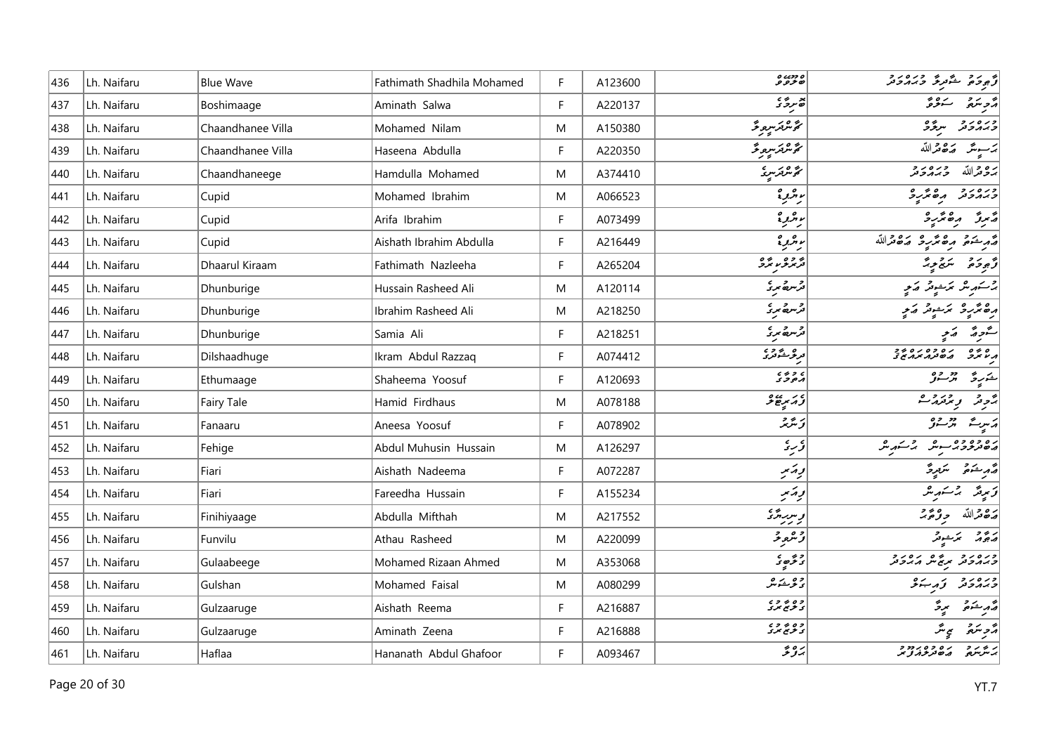| 436 | Lh. Naifaru | Blue Wave | Fathimath Shadhila Mohamed | F | A123600 | ބްލޫވޭވް | ފާތިމަތު ޝާދިލާ މުޙައްމަދު |
|---|---|---|---|---|---|---|---|
| 437 | Lh. Naifaru | Boshimaage | Aminath Salwa | F | A220137 | ބޮޝިމާގެ | އާމިނަތު ސަލްވާ |
| 438 | Lh. Naifaru | Chaandhanee Villa | Mohamed Nilam | M | A150380 | ޗާނދަނީވިލާ | މުޙައްމަދު ނިލާމް |
| 439 | Lh. Naifaru | Chaandhanee Villa | Haseena Abdulla | F | A220350 | ޗާނދަނީވިލާ | ހަސީނާ އަބްދުﷲ |
| 440 | Lh. Naifaru | Chaandhaneege | Hamdulla Mohamed | M | A374410 | ޗާނދަނީގެ | ހަމްދުﷲ މުޙައްމަދު |
| 441 | Lh. Naifaru | Cupid | Mohamed Ibrahim | M | A066523 | ކިއުޕިޑް | މުޙައްމަދު އިބްރާހީމް |
| 442 | Lh. Naifaru | Cupid | Arifa Ibrahim | F | A073499 | ކިއުޕިޑް | އާރިފާ އިބްރާހީމް |
| 443 | Lh. Naifaru | Cupid | Aishath Ibrahim Abdulla | F | A216449 | ކިއުޕިޑް | އައިޝަތު އިބްރާހީމް އަބްދުﷲ |
| 444 | Lh. Naifaru | Dhaarul Kiraam | Fathimath Nazleeha | F | A265204 | ދާރުލްކިރާމް | ފާތިމަތު ނަޒްލީހާ |
| 445 | Lh. Naifaru | Dhunburige | Hussain Rasheed Ali | M | A120114 | ދުންބުރިގެ | ޙުސައިން ރަޝީދު ޢަލީ |
| 446 | Lh. Naifaru | Dhunburige | Ibrahim Rasheed Ali | M | A218250 | ދުންބުރިގެ | އިބްރާހީމް ރަޝީދު ޢަލީ |
| 447 | Lh. Naifaru | Dhunburige | Samia Ali | F | A218251 | ދުންބުރިގެ | ސާމިޔާ ޢަލީ |
| 448 | Lh. Naifaru | Dilshaadhuge | Ikram Abdul Razzaq | F | A074412 | ދިލްޝާދުގެ | އިކްރާމް އަބްދުލްރައްޒާޤު |
| 449 | Lh. Naifaru | Ethumaage | Shaheema Yoosuf | F | A120693 | އެތުމާގެ | ޝަހީމާ ޔޫސުފް |
| 450 | Lh. Naifaru | Fairy Tale | Hamid Firdhaus | M | A078188 | ފެއަރީޓޭލް | ހާމިދު ފިރްދައުސް |
| 451 | Lh. Naifaru | Fanaaru | Aneesa Yoosuf | F | A078902 | ފަނާރު | އަނީސާ ޔޫސުފް |
| 452 | Lh. Naifaru | Fehige | Abdul Muhusin Hussain | M | A126297 | ފެހިގެ | އަބްދުލްމުހުސިން ޙުސައިން |
| 453 | Lh. Naifaru | Fiari | Aishath Nadeema | F | A072287 | ފިއަރި | އައިޝަތު ނަދީމާ |
| 454 | Lh. Naifaru | Fiari | Fareedha Hussain | F | A155234 | ފިއަރި | ފަރީދާ ޙުސައިން |
| 455 | Lh. Naifaru | Finihiyaage | Abdulla Mifthah | M | A217552 | ފިނިހިޔާގެ | އަބްދުﷲ މިފްތާޙު |
| 456 | Lh. Naifaru | Funvilu | Athau Rasheed | M | A220099 | ފުންވިލު | އަތާއު ރަޝީދު |
| 457 | Lh. Naifaru | Gulaabeege | Mohamed Rizaan Ahmed | M | A353068 | ގުލާބީގެ | މުޙައްމަދު ރިޒާން އަޙްމަދު |
| 458 | Lh. Naifaru | Gulshan | Mohamed Faisal | M | A080299 | ގުލްޝަން | މުޙައްމަދު ފައިސަލް |
| 459 | Lh. Naifaru | Gulzaaruge | Aishath Reema | F | A216887 | ގުލްޒާރުގެ | އައިޝަތު ރީމާ |
| 460 | Lh. Naifaru | Gulzaaruge | Aminath Zeena | F | A216888 | ގުލްޒާރުގެ | އާމިނަތު ޒީނާ |
| 461 | Lh. Naifaru | Haflaa | Hananath Abdul Ghafoor | F | A093467 | ހަފްލާ | ހަނާނަތު އަބްދުލްޣަފޫރު |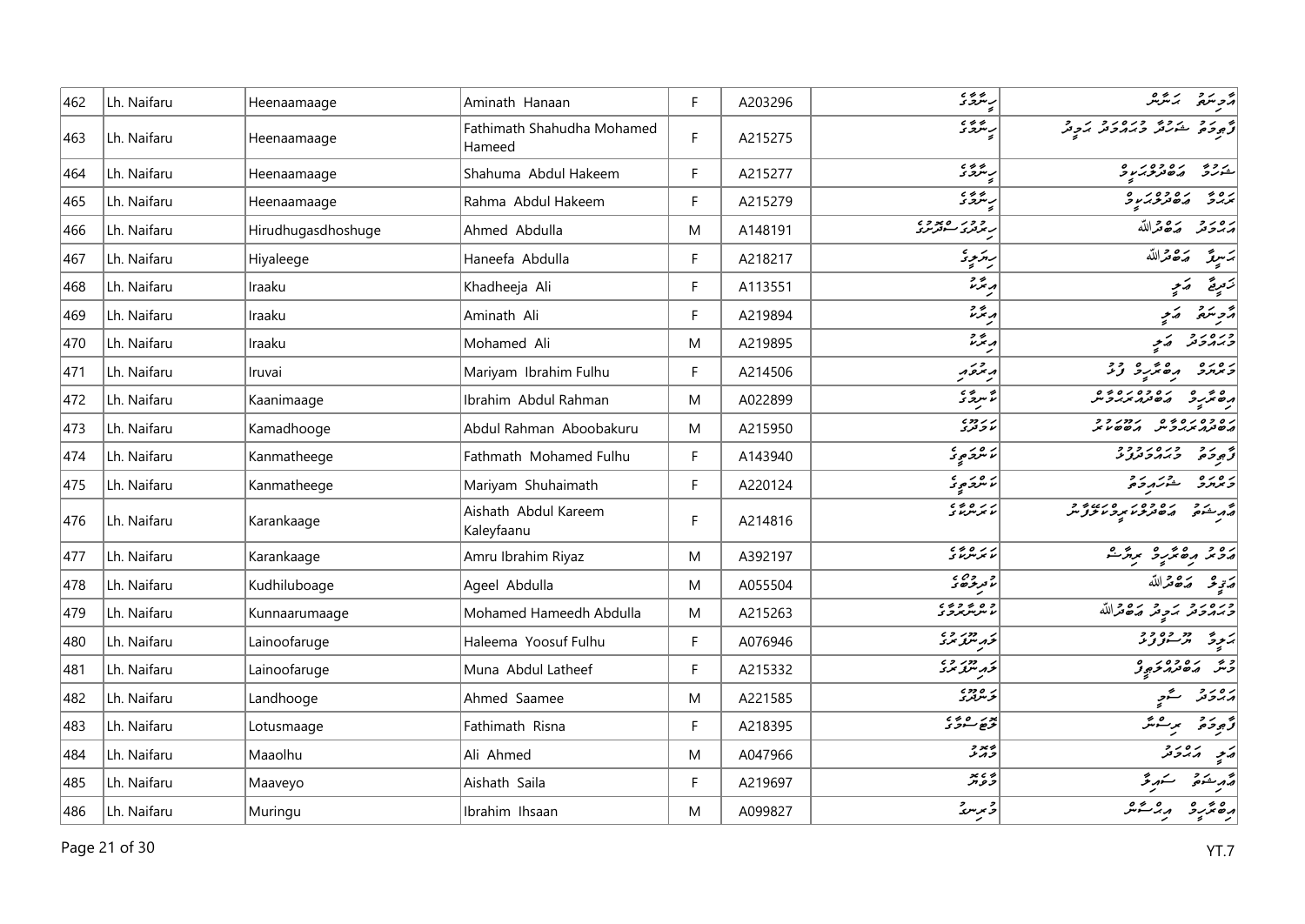| 462 | Lh. Naifaru | Heenaamaage | Aminath Hanaan | F | A203296 | ރީނާމާގެ | އަމިނަތު ހަނާން |
|---|---|---|---|---|---|---|---|
| 463 | Lh. Naifaru | Heenaamaage | Fathimath Shahudha Mohamed Hameed | F | A215275 | ރީނާމާގެ | ފާތިމަތު ޝަހުދާ މުހައްމަދު ހަމީދު |
| 464 | Lh. Naifaru | Heenaamaage | Shahuma Abdul Hakeem | F | A215277 | ރީނާމާގެ | ޝަހުމާ އަބްދުލްހަކީމް |
| 465 | Lh. Naifaru | Heenaamaage | Rahma Abdul Hakeem | F | A215279 | ރީނާމާގެ | ރަޙްމާ އަބްދުލްހަކީމް |
| 466 | Lh. Naifaru | Hirudhugasdhoshuge | Ahmed Abdulla | M | A148191 | ހިރުދުގަސްދޮށުގެ | އަޙްމަދު އަބްދުﷲ |
| 467 | Lh. Naifaru | Hiyaleege | Haneefa Abdulla | F | A218217 | ހިޔަލީގެ | ހަނީފާ އަބްދުﷲ |
| 468 | Lh. Naifaru | Iraaku | Khadheeja Ali | F | A113551 | އިރާކު | ހަދީޖާ އަލި |
| 469 | Lh. Naifaru | Iraaku | Aminath Ali | F | A219894 | އިރާކު | އަމިނަތު އަލި |
| 470 | Lh. Naifaru | Iraaku | Mohamed Ali | M | A219895 | އިރާކު | މުހައްމަދު އަލި |
| 471 | Lh. Naifaru | Iruvai | Mariyam Ibrahim Fulhu | F | A214506 | އިރުވައި | މަރިޔަމް އިބްރާހީމް ފުޅު |
| 472 | Lh. Naifaru | Kaanimaage | Ibrahim Abdul Rahman | M | A022899 | ކާނިމާގެ | އިބްރާހީމް އަބްދުއްރަޙްމާން |
| 473 | Lh. Naifaru | Kamadhooge | Abdul Rahman Aboobakuru | M | A215950 | ކަމަދޫގެ | އަބްދުއްރަޙްމާން އަބޫބަކުރު |
| 474 | Lh. Naifaru | Kanmatheege | Fathmath Mohamed Fulhu | F | A143940 | ކަންމަތީގެ | ފާތިމަތު މުހައްމަދުފުޅު |
| 475 | Lh. Naifaru | Kanmatheege | Mariyam Shuhaimath | F | A220124 | ކަންމަތީގެ | މަރިޔަމް ޝުހައިމަތު |
| 476 | Lh. Naifaru | Karankaage | Aishath Abdul Kareem Kaleyfaanu | F | A214816 | ކަރަންކާގެ | އައިޝަތު އަބްދުލްކަރީމްކަލޭފާނު |
| 477 | Lh. Naifaru | Karankaage | Amru Ibrahim Riyaz | M | A392197 | ކަރަންކާގެ | އަމްރު އިބްރާހީމް ރިޔާޒް |
| 478 | Lh. Naifaru | Kudhiluboage | Ageel Abdulla | M | A055504 | ކުދިލުބޯގެ | އަޤީލް އަބްދުﷲ |
| 479 | Lh. Naifaru | Kunnaarumaage | Mohamed Hameedh Abdulla | M | A215263 | ކުންނާރުމާގެ | މުހައްމަދު ހަމީދު އަބްދުﷲ |
| 480 | Lh. Naifaru | Lainoofaruge | Haleema Yoosuf Fulhu | F | A076946 | ލައިނޫފަރުގެ | ހަލީމާ ޔޫސުފުފުޅު |
| 481 | Lh. Naifaru | Lainoofaruge | Muna Abdul Latheef | F | A215332 | ލައިނޫފަރުގެ | މުނާ އަބްދުއްލަތީފު |
| 482 | Lh. Naifaru | Landhooge | Ahmed Saamee | M | A221585 | ލަންދޫގެ | އަޙްމަދު ސާމީ |
| 483 | Lh. Naifaru | Lotusmaage | Fathimath Risna | F | A218395 | ލޮޓަސްމާގެ | ފާތިމަތު ރިސްނާ |
| 484 | Lh. Naifaru | Maaolhu | Ali Ahmed | M | A047966 | މާއޮޅު | އަލި އަޙްމަދު |
| 485 | Lh. Naifaru | Maaveyo | Aishath Saila | F | A219697 | މާވެޔޮ | އައިޝަތު ސައިލާ |
| 486 | Lh. Naifaru | Muringu | Ibrahim Ihsaan | M | A099827 | މުރިނގު | އިބްރާހީމް އިޙްސާން |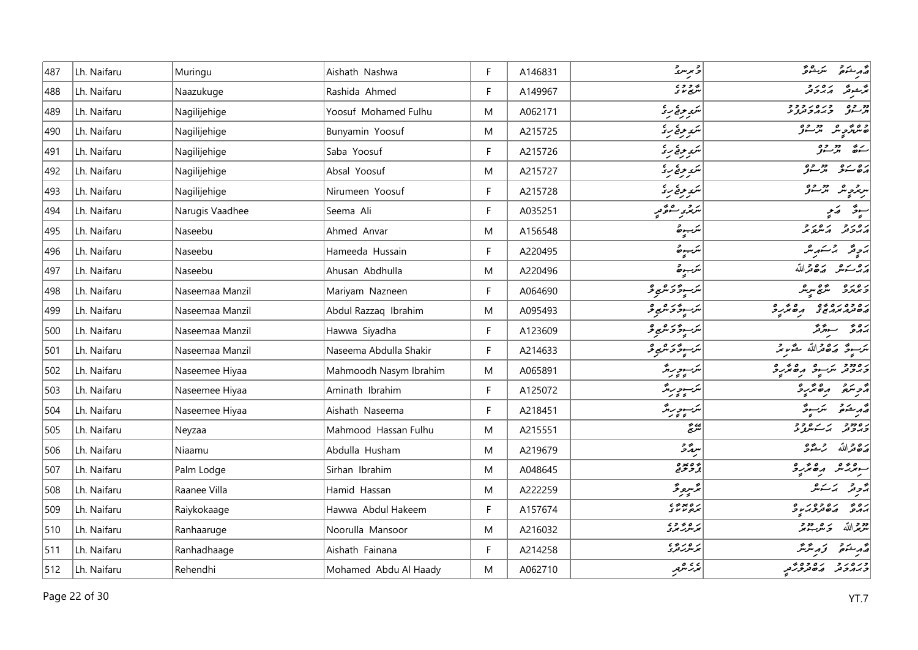| 487 | Lh. Naifaru | Muringu | Aishath Nashwa | F | A146831 | މުރިނގު | އާއިޝަތު ނަޝްވާ |
|---|---|---|---|---|---|---|---|
| 488 | Lh. Naifaru | Naazukuge | Rashida Ahmed | F | A149967 | ނާޒުކުގެ | ރާޝިދާ އަހުމަދު |
| 489 | Lh. Naifaru | Nagilijehige | Yoosuf Mohamed Fulhu | M | A062171 | ނަގިލިޖެހިގެ | ޔޫސުފް މުހައްމަދުފުޅު |
| 490 | Lh. Naifaru | Nagilijehige | Bunyamin Yoosuf | M | A215725 | ނަގިލިޖެހިގެ | ބުންޔާމިން ޔޫސުފް |
| 491 | Lh. Naifaru | Nagilijehige | Saba Yoosuf | F | A215726 | ނަގިލިޖެހިގެ | ސަބާ ޔޫސުފް |
| 492 | Lh. Naifaru | Nagilijehige | Absal Yoosuf | M | A215727 | ނަގިލިޖެހިގެ | އަބްސަލް ޔޫސުފް |
| 493 | Lh. Naifaru | Nagilijehige | Nirumeen Yoosuf | F | A215728 | ނަގިލިޖެހިގެ | ނިރުމީން ޔޫސުފް |
| 494 | Lh. Naifaru | Narugis Vaadhee | Seema Ali | F | A035251 | ނަރުގިސްވާދީ | ސީމާ އަލި |
| 495 | Lh. Naifaru | Naseebu | Ahmed Anvar | M | A156548 | ނަސީބު | އަހުމަދު އަންވަރު |
| 496 | Lh. Naifaru | Naseebu | Hameeda Hussain | F | A220495 | ނަސީބު | ހަމީދާ ހުސައިން |
| 497 | Lh. Naifaru | Naseebu | Ahusan Abdhulla | M | A220496 | ނަސީބު | އަހުސަން އަބްދުﷲ |
| 498 | Lh. Naifaru | Naseemaa Manzil | Mariyam Nazneen | F | A064690 | ނަސީމާމަންޒިލް | މަރިޔަމް ނާޒްނީން |
| 499 | Lh. Naifaru | Naseemaa Manzil | Abdul Razzaq Ibrahim | M | A095493 | ނަސީމާމަންޒިލް | އަބްދުއްރައްޒާޤު އިބްރާހީމް |
| 500 | Lh. Naifaru | Naseemaa Manzil | Hawwa Siyadha | F | A123609 | ނަސީމާމަންޒިލް | ހައްވާ ސިޔާދާ |
| 501 | Lh. Naifaru | Naseemaa Manzil | Naseema Abdulla Shakir | F | A214633 | ނަސީމާމަންޒިލް | ނަސީމާ އަބްދުﷲ ޝާކިރު |
| 502 | Lh. Naifaru | Naseemee Hiyaa | Mahmoodh Nasym Ibrahim | M | A065891 | ނަސީމީހިޔާ | މަހުމޫދު ނަސީމް އިބްރާހީމް |
| 503 | Lh. Naifaru | Naseemee Hiyaa | Aminath Ibrahim | F | A125072 | ނަސީމީހިޔާ | އާމިނަތު އިބްރާހީމް |
| 504 | Lh. Naifaru | Naseemee Hiyaa | Aishath Naseema | F | A218451 | ނަސީމީހިޔާ | އާއިޝަތު ނަސީމާ |
| 505 | Lh. Naifaru | Neyzaa | Mahmood Hassan Fulhu | M | A215551 | ނޭޒާ | މަހުމޫދު ހަސަންފުޅު |
| 506 | Lh. Naifaru | Niaamu | Abdulla Husham | M | A219679 | ނިއާމު | އަބްދުﷲ ހުޝާމް |
| 507 | Lh. Naifaru | Palm Lodge | Sirhan Ibrahim | M | A048645 | ޕާމްލޮޖް | ސިރުހާން އިބްރާހީމް |
| 508 | Lh. Naifaru | Raanee Villa | Hamid Hassan | M | A222259 | ރާނީވިލާ | ހާމިދު ހަސަން |
| 509 | Lh. Naifaru | Raiykokaage | Hawwa Abdul Hakeem | F | A157674 | ރައްކޮކާގެ | ހައްވާ އަބްދުލްހަކީމް |
| 510 | Lh. Naifaru | Ranhaaruge | Noorulla Mansoor | M | A216032 | ރަންހާރުގެ | ނޫރުﷲ މަންސޫރު |
| 511 | Lh. Naifaru | Ranhadhaage | Aishath Fainana | F | A214258 | ރަންހަދާގެ | އާއިޝަތު ފައިނާނާ |
| 512 | Lh. Naifaru | Rehendhi | Mohamed Abdu Al Haady | M | A062710 | ރެހެންދި | މުހައްމަދު އަބްދުލްހާދީ |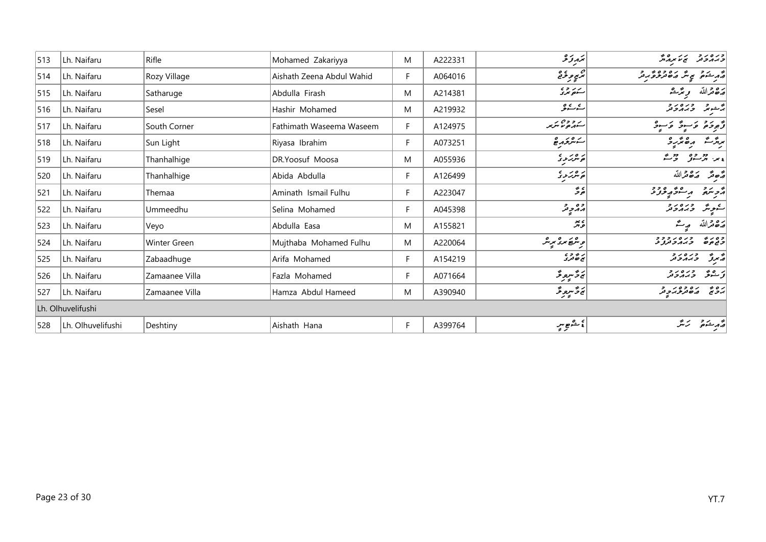| | | | | | | | |
|---|---|---|---|---|---|---|---|
| 513 | Lh. Naifaru | Rifle | Mohamed Zakariyya | M | A222331 | ރައިފަލް | މުޙައްމަދު ޒަކަރިއްޔާ |
| 514 | Lh. Naifaru | Rozy Village | Aishath Zeena Abdul Wahid | F | A064016 | ރޯޒީވިލެޖް | އައިޝަތު ޒީނާ އަބްދުލްވާހިދު |
| 515 | Lh. Naifaru | Satharuge | Abdulla Firash | M | A214381 | ސަތަރުގެ | އަބްދުﷲ ފިރާޝް |
| 516 | Lh. Naifaru | Sesel | Hashir Mohamed | M | A219932 | ސެސެލް | ހާޝިރު މުޙައްމަދު |
| 517 | Lh. Naifaru | South Corner | Fathimath Waseema Waseem | F | A124975 | ސައުތުކޯނަރ | ފާތިމަތު ވަސީމާ ވަސީމް |
| 518 | Lh. Naifaru | Sun Light | Riyasa Ibrahim | F | A073251 | ސަންލައިޓް | ރިޔާސާ އިބްރާހިމް |
| 519 | Lh. Naifaru | Thanhalhige | DR.Yoosuf Moosa | M | A055936 | ތަންހަޅިގެ | ޑރ. ޔޫސުފް މޫސާ |
| 520 | Lh. Naifaru | Thanhalhige | Abida Abdulla | F | A126499 | ތަންހަޅިގެ | އާބިދާ އަބްދުﷲ |
| 521 | Lh. Naifaru | Themaa | Aminath Ismail Fulhu | F | A223047 | ތެމާ | އާމިނަތު އިސްމާއީލްފުޅު |
| 522 | Lh. Naifaru | Ummeedhu | Selina Mohamed | F | A045398 | އުއްމީދު | ސެލީނާ މުޙައްމަދު |
| 523 | Lh. Naifaru | Veyo | Abdulla Easa | M | A155821 | ވެޔޮ | އަބްދުﷲ ޢީސާ |
| 524 | Lh. Naifaru | Winter Green | Mujthaba Mohamed Fulhu | M | A220064 | ވިންޓަރގްރީން | މުޖުތަބާ މުޙައްމަދުފުޅު |
| 525 | Lh. Naifaru | Zabaadhuge | Arifa Mohamed | F | A154219 | ޒަބާދުގެ | އާރިފާ މުޙައްމަދު |
| 526 | Lh. Naifaru | Zamaanee Villa | Fazla Mohamed | F | A071664 | ޒަމާނީވިލާ | ފަޟްލާ މުޙައްމަދު |
| 527 | Lh. Naifaru | Zamaanee Villa | Hamza Abdul Hameed | M | A390940 | ޒަމާނީވިލާ | ހަމްޒާ އަބްދުލްހަމީދު |
| Lh. Olhuvelifushi | | | | | | | |
| 528 | Lh. Olhuvelifushi | Deshtiny | Aishath Hana | F | A399764 | ޑެސްޓިނީ | އައިޝަތުހަނާ |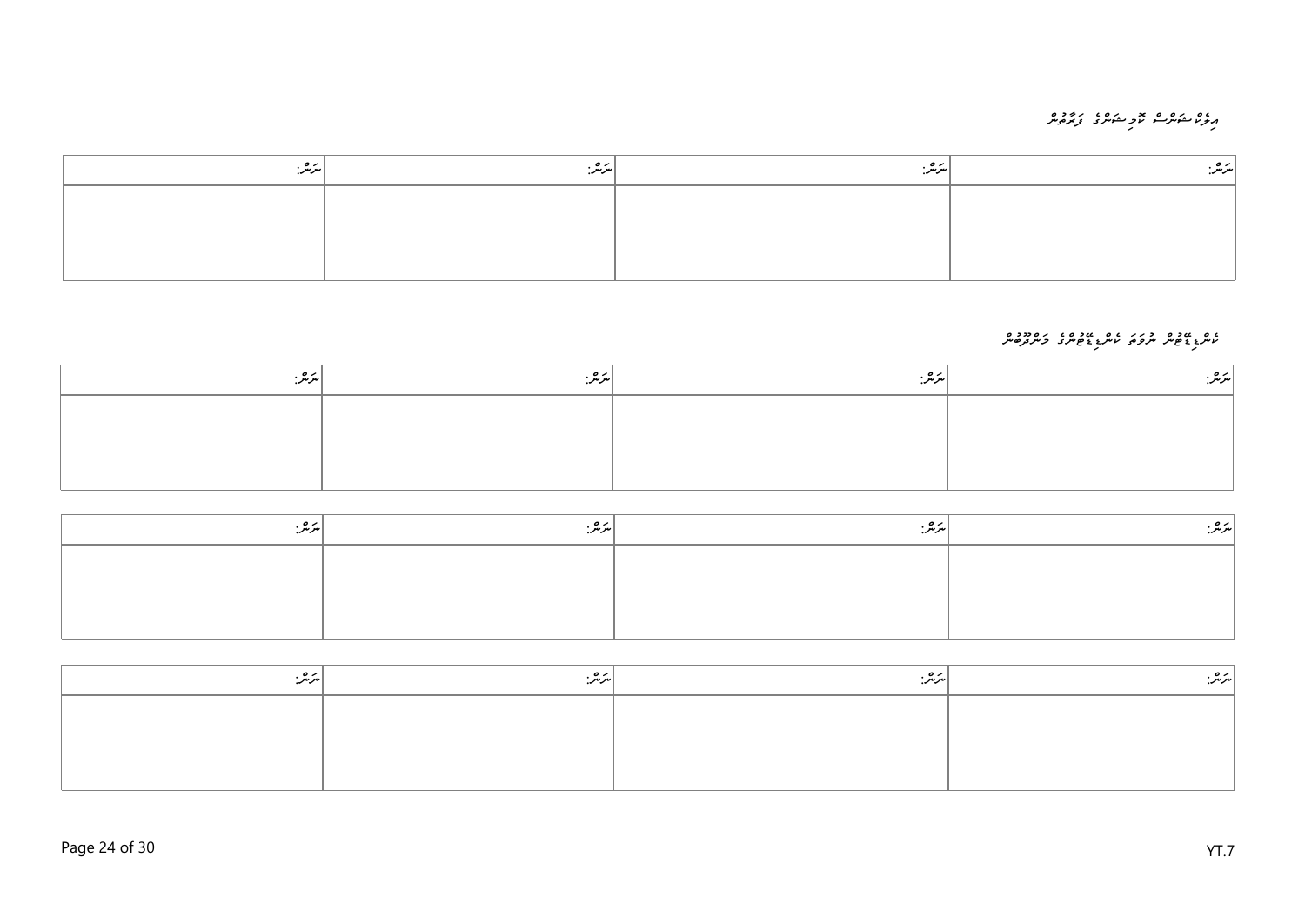## ޢިލްމުސަރަޙް ކޮމިޝަނުގެ ފަރާތުން

| ނަން: | ނަން: | ނަން: | ނަން: |
|---|---|---|---|
| | | | |

## ކެންޑިޑޭޓުން ނުވަތަ ކެންޑިޑޭޓުގެ މަންދޫބުން

| ނަން: | ނަން: | ނަން: | ނަން: |
|---|---|---|---|
| | | | |

| ނަން: | ނަން: | ނަން: | ނަން: |
|---|---|---|---|
| | | | |

| ނަން: | ނަން: | ނަން: | ނަން: |
|---|---|---|---|
| | | | |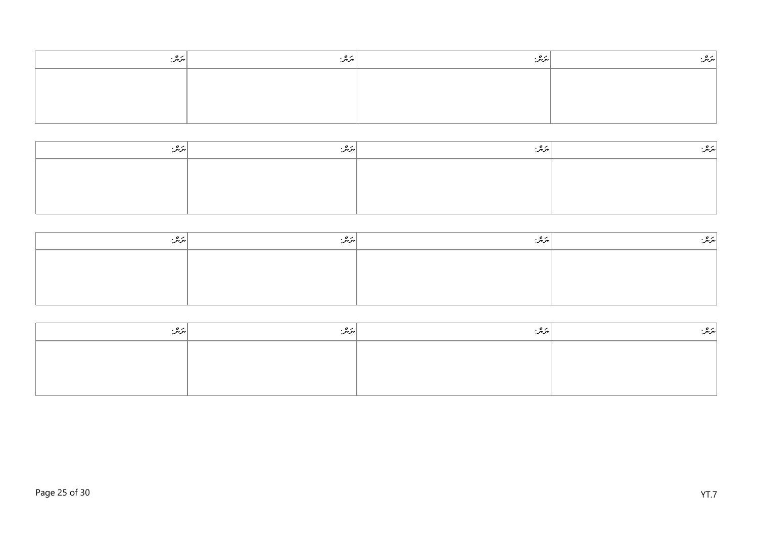| ނަރަށް: | ނަރަށް: | ނަރަށް: | ނަރަށް: |
| --- | --- | --- | --- |
| | | | |

| ނަރަށް: | ނަރަށް: | ނަރަށް: | ނަރަށް: |
| --- | --- | --- | --- |
| | | | |

| ނަރަށް: | ނަރަށް: | ނަރަށް: | ނަރަށް: |
| --- | --- | --- | --- |
| | | | |

| ނަރަށް: | ނަރަށް: | ނަރަށް: | ނަރަށް: |
| --- | --- | --- | --- |
| | | | |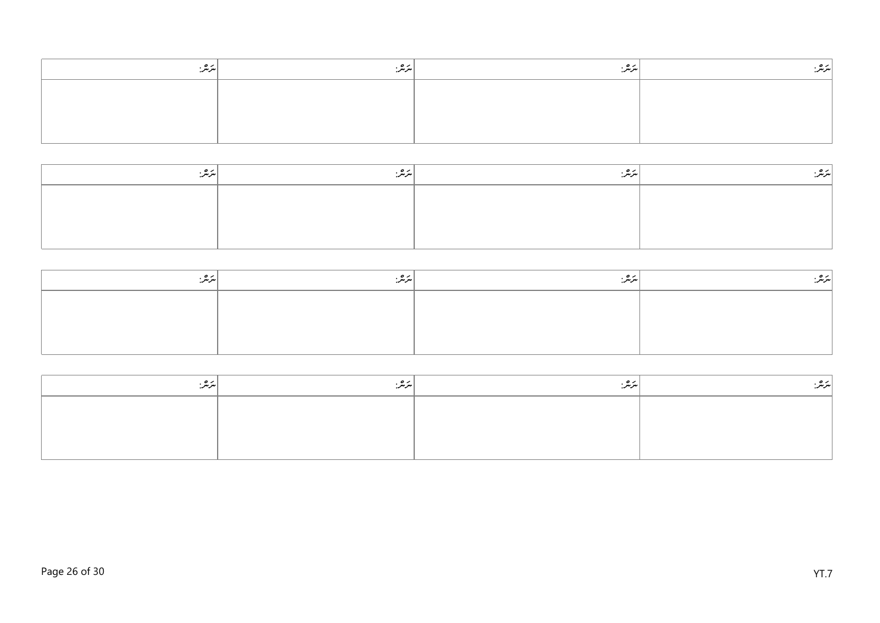| ނަރަދ: | ނަރަދ: | ނަރަދ: | ނަރަދ: |
|---|---|---|---|
| | | | |

| ނަރަދ: | ނަރަދ: | ނަރަދ: | ނަރަދ: |
|---|---|---|---|
| | | | |

| ނަރަދ: | ނަރަދ: | ނަރަދ: | ނަރަދ: |
|---|---|---|---|
| | | | |

| ނަރަދ: | ނަރަދ: | ނަރަދ: | ނަރަދ: |
|---|---|---|---|
| | | | |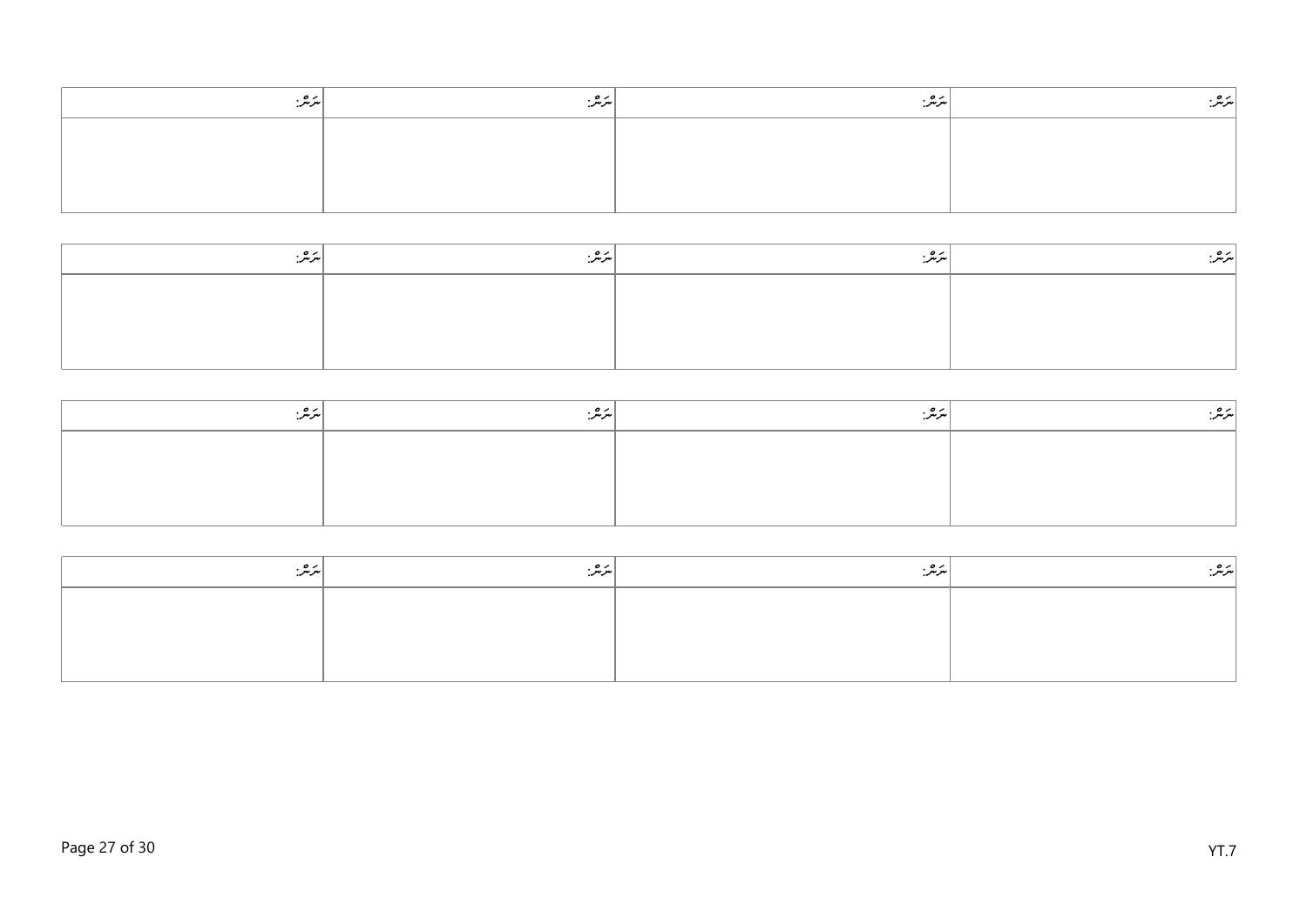| ނަރުދ: | ނަރުދ: | ނަރުދ: | ނަރުދ: |
| --- | --- | --- | --- |
| | | | |

| ނަރުދ: | ނަރުދ: | ނަރުދ: | ނަރުދ: |
| --- | --- | --- | --- |
| | | | |

| ނަރުދ: | ނަރުދ: | ނަރުދ: | ނަރުދ: |
| --- | --- | --- | --- |
| | | | |

| ނަރުދ: | ނަރުދ: | ނަރުދ: | ނަރުދ: |
| --- | --- | --- | --- |
| | | | |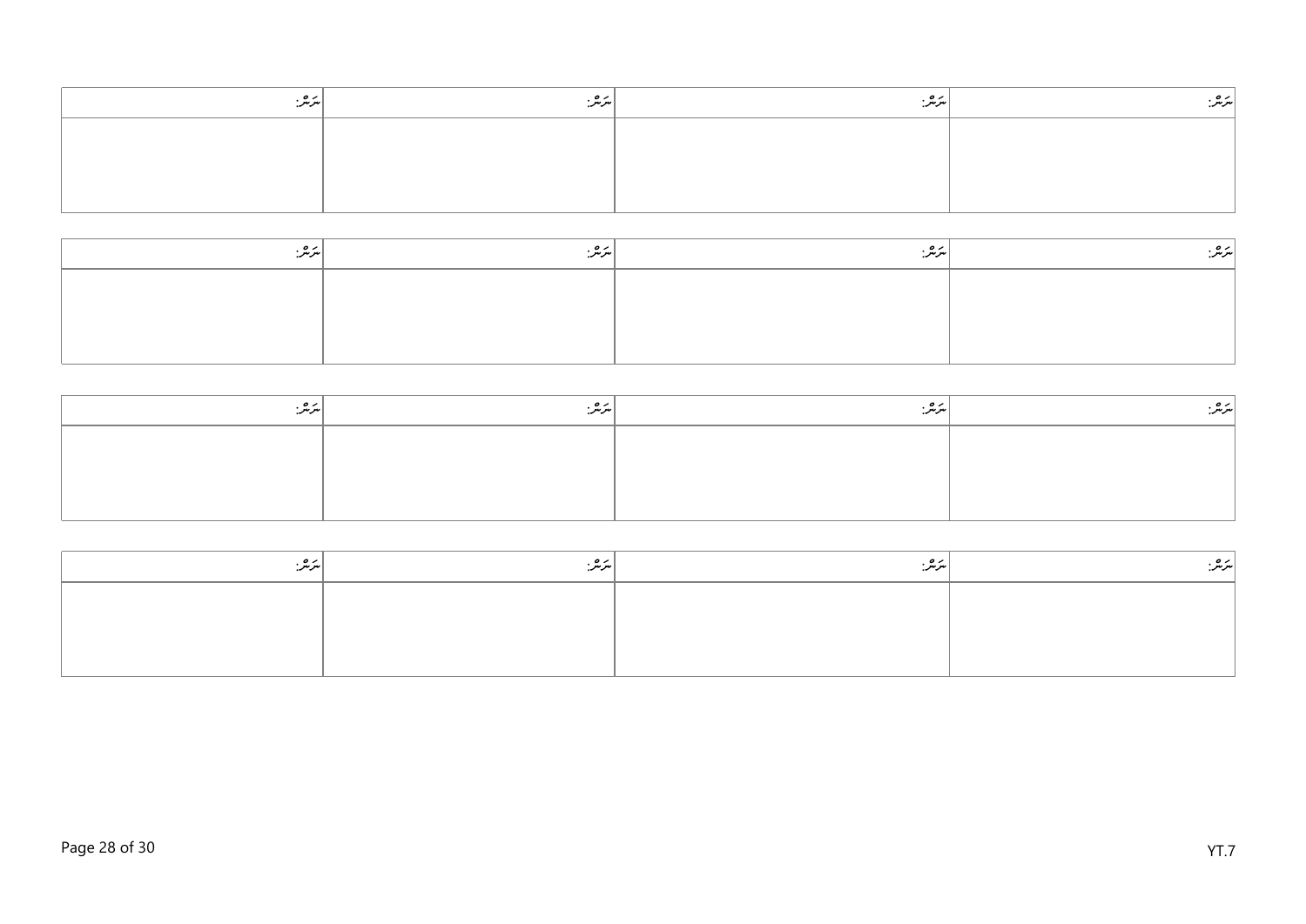| ނަރަނ: | ނަރަނ: | ނަރަނ: | ނަރަނ: |
| --- | --- | --- | --- |
| | | | |

| ނަރަނ: | ނަރަނ: | ނަރަނ: | ނަރަނ: |
| --- | --- | --- | --- |
| | | | |

| ނަރަނ: | ނަރަނ: | ނަރަނ: | ނަރަނ: |
| --- | --- | --- | --- |
| | | | |

| ނަރަނ: | ނަރަނ: | ނަރަނ: | ނަރަނ: |
| --- | --- | --- | --- |
| | | | |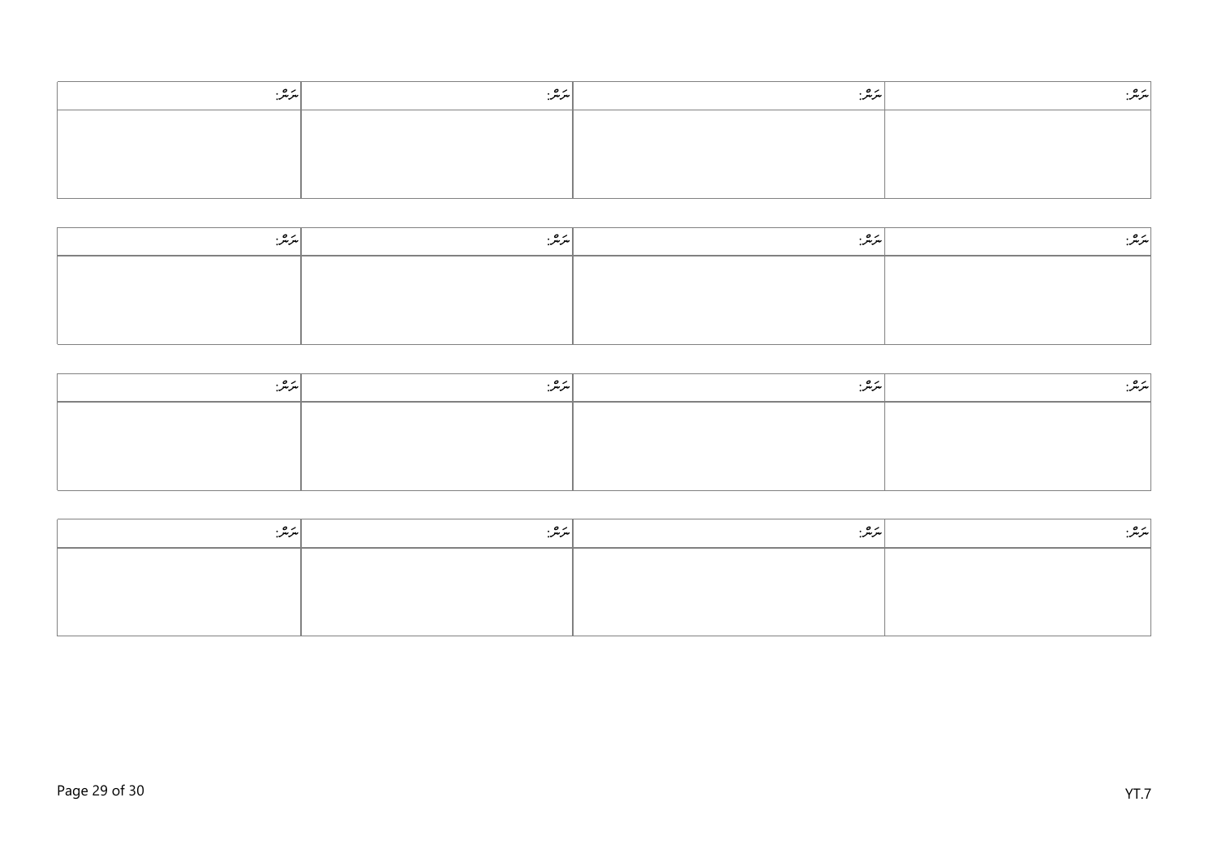| ނަންބަރު: | ނަންބަރު: | ނަންބަރު: | ނަންބަރު: |
|---|---|---|---|
| | | | |

| ނަންބަރު: | ނަންބަރު: | ނަންބަރު: | ނަންބަރު: |
|---|---|---|---|
| | | | |

| ނަންބަރު: | ނަންބަރު: | ނަންބަރު: | ނަންބަރު: |
|---|---|---|---|
| | | | |

| ނަންބަރު: | ނަންބަރު: | ނަންބަރު: | ނަންބަރު: |
|---|---|---|---|
| | | | |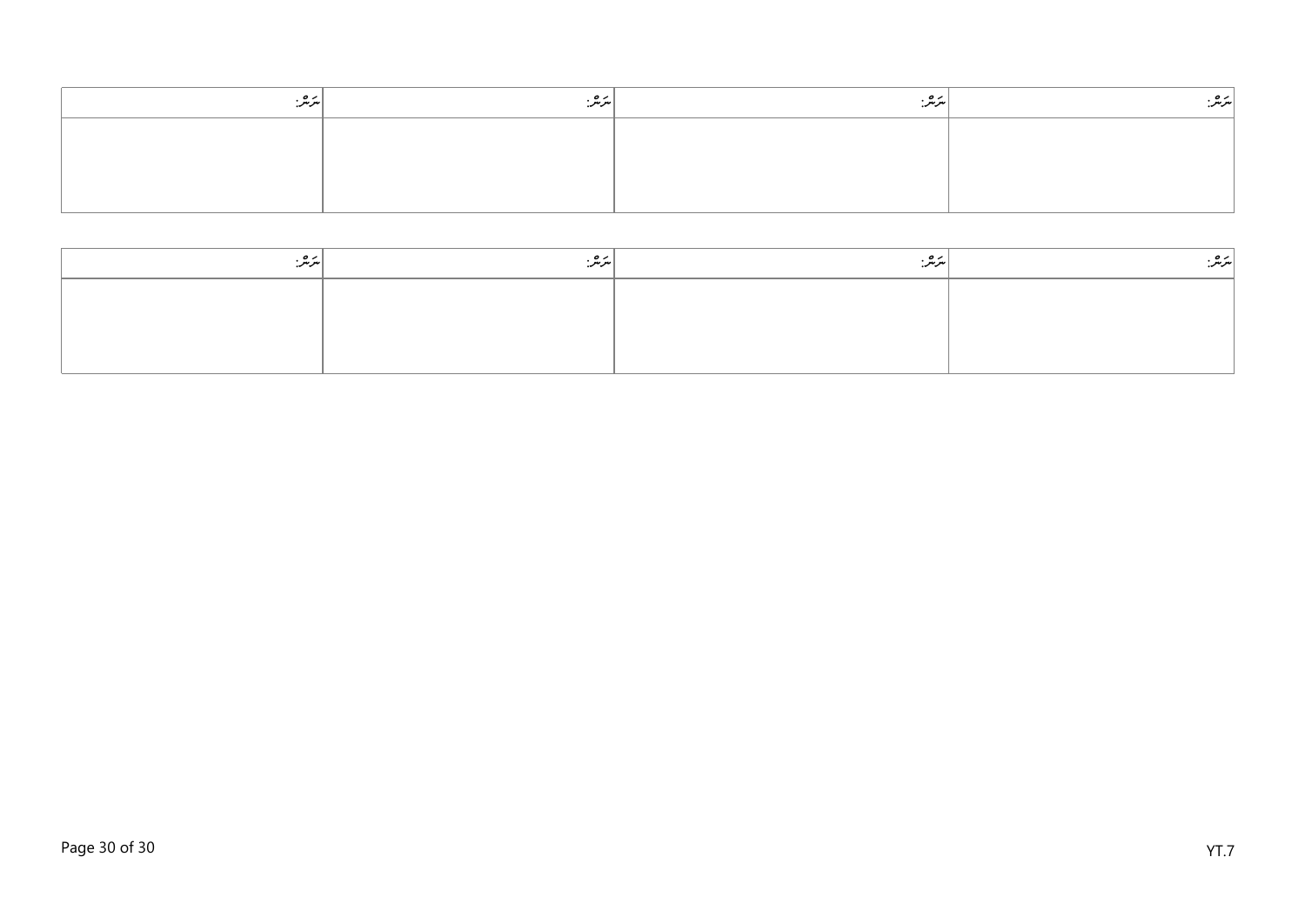| ނަންބަރު: | ނަންބަރު: | ނަންބަރު: | ނަންބަރު: |
|---|---|---|---|
| | | | |

| ނަންބަރު: | ނަންބަރު: | ނަންބަރު: | ނަންބަރު: |
|---|---|---|---|
| | | | |